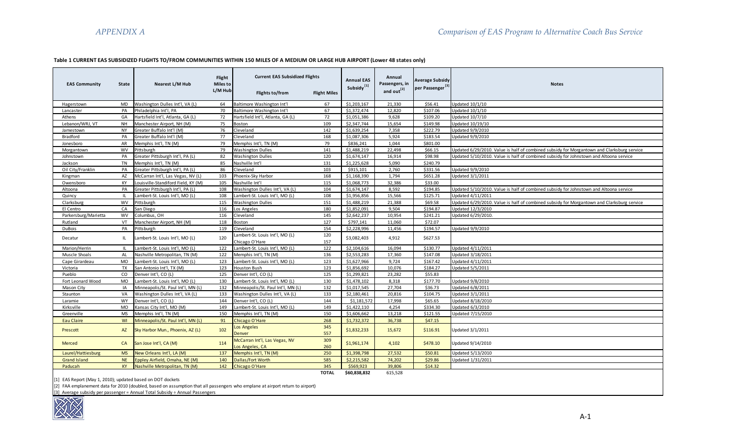**Table 1 CURRENT EAS SUBSIDIZED FLIGHTS TO/FROM COMMUNITIES WITHIN 150 MILES OF A MEDIUM OR LARGE HUB AIRPORT (Lower 48 states only)**

| EAS Community | State | Nearest L/M Hub | Flight Miles to L/M Hub | Current EAS Subsidized Flights | | Annual EAS Subsidy [1] | Annual Passengers, in and out [2] | Average Subsidy per Passenger [3] | Notes |
|---|---|---|---|---|---|---|---|---|---|
| | | | | Flights to/from | Flight Miles | | | | |
| Hagerstown | MD | Washington Dulles Int'l, VA (L) | 64 | Baltimore Washington Int'l | 67 | $1,203,167 | 21,330 | $56.41 | Updated 10/1/10 |
| Lancaster | PA | Philadelphia Int'l, PA | 70 | Baltimore Washington Int'l | 67 | $1,372,474 | 12,820 | $107.06 | Updated 10/1/10 |
| Athens | GA | Hartsfield Int'l, Atlanta, GA (L) | 72 | Hartsfield Int'l, Atlanta, GA (L) | 72 | $1,051,386 | 9,628 | $109.20 | Updated 10/7/10 |
| Lebanon/WRJ, VT | NH | Manchester Airport, NH (M) | 75 | Boston | 109 | $2,347,744 | 15,654 | $149.98 | Updated 10/19/10 |
| Jamestown | NY | Greater Buffalo Int'l (M) | 76 | Cleveland | 142 | $1,639,254 | 7,358 | $222.79 | Updated 9/9/2010 |
| Bradford | PA | Greater Buffalo Int'l (M) | 77 | Cleveland | 168 | $1,087,306 | 5,924 | $183.54 | Updated 9/9/2010 |
| Jonesboro | AR | Memphis Int'l, TN (M) | 79 | Memphis Int'l, TN (M) | 79 | $836,241 | 1,044 | $801.00 | |
| Morgantown | WV | Pittsburgh | 79 | Washington Dulles | 141 | $1,488,219 | 22,498 | $66.15 | Updated 6/29/2010. Value is half of combined subsidy for Morgantown and Clarksburg service |
| Johnstown | PA | Greater Pittsburgh Int'l, PA (L) | 82 | Washington Dulles | 120 | $1,674,147 | 16,914 | $98.98 | Updated 5/10/2010. Value is half of combined subsidy for Johnstown and Altoona service |
| Jackson | TN | Memphis Int'l, TN (M) | 85 | Nashville Int'l | 131 | $1,225,628 | 5,090 | $240.79 | |
| Oil City/Franklin | PA | Greater Pittsburgh Int'l, PA (L) | 86 | Cleveland | 103 | $915,101 | 2,760 | $331.56 | Updated 9/9/2010 |
| Kingman | AZ | McCarran Int'l, Las Vegas, NV (L) | 103 | Phoenix-Sky Harbor | 168 | $1,168,390 | 1,794 | $651.28 | Updated 3/1/2011 |
| Owensboro | KY | Louisville-Standiford Field, KY (M) | 105 | Nashville Int'l | 115 | $1,068,773 | 32,386 | $33.00 | |
| Altoona | PA | Greater Pittsburgh Int'l, PA (L) | 108 | Washington Dulles Int'l, VA (L) | 104 | $1,674,147 | 8,592 | $194.85 | Updated 5/10/2010. Value is half of combined subsidy for Johnstown and Altoona service |
| Quincy | IL | Lambert-St. Louis Int'l, MO (L) | 108 | Lambert-St. Louis Int'l, MO (L) | 108 | $1,956,856 | 15,566 | $125.71 | Updated 4/11/2011 |
| Clarksburg | WV | Pittsburgh | 115 | Washington Dulles | 151 | $1,488,219 | 21,388 | $69.58 | Updated 6/29/2010. Value is half of combined subsidy for Morgantown and Clarksburg service |
| El Centro | CA | San Diego | 116 | Los Angeles | 180 | $1,852,091 | 9,504 | $194.87 | Updated 12/3/2010 |
| Parkersburg/Marietta | WV | Columbus, OH | 116 | Cleveland | 145 | $2,642,237 | 10,954 | $241.21 | Updated 6/29/2010. |
| Rutland | VT | Manchester Airport, NH (M) | 118 | Boston | 127 | $797,141 | 11,060 | $72.07 | |
| DuBois | PA | Pittsburgh | 119 | Cleveland | 154 | $2,228,996 | 11,456 | $194.57 | Updated 9/9/2010 |
| Decatur | IL | Lambert-St. Louis Int'l, MO (L) | 120 | Lambert-St. Louis Int'l, MO (L)<br>Chicago O'Hare | 120<br>157 | $3,082,403 | 4,912 | $627.53 | |
| Marion/Herrin | IL | Lambert-St. Louis Int'l, MO (L) | 122 | Lambert-St. Louis Int'l, MO (L) | 122 | $2,104,616 | 16,094 | $130.77 | Updated 4/11/2011 |
| Muscle Shoals | AL | Nashville Metropolitan, TN (M) | 122 | Memphis Int'l, TN (M) | 136 | $2,553,283 | 17,360 | $147.08 | Updated 3/18/2011 |
| Cape Girardeau | MO | Lambert-St. Louis Int'l, MO (L) | 123 | Lambert-St. Louis Int'l, MO (L) | 123 | $1,627,966 | 9,724 | $167.42 | Updated 4/11/2011 |
| Victoria | TX | San Antonio Int'l, TX (M) | 123 | Houston Bush | 123 | $1,856,692 | 10,076 | $184.27 | Updated 5/5/2011 |
| Pueblo | CO | Denver Int'l, CO (L) | 125 | Denver Int'l, CO (L) | 125 | $1,299,821 | 23,282 | $55.83 | |
| Fort Leonard Wood | MO | Lambert-St. Louis Int'l, MO (L) | 130 | Lambert-St. Louis Int'l, MO (L) | 130 | $1,478,102 | 8,318 | $177.70 | Updated 9/8/2010 |
| Mason City | IA | Minneapolis/St. Paul Int'l, MN (L) | 132 | Minneapolis/St. Paul Int'l, MN (L) | 132 | $1,017,545 | 27,704 | $36.73 | Updated 6/8/2011 |
| Staunton | VA | Washington Dulles Int'l, VA (L) | 133 | Washington Dulles Int'l, VA (L) | 133 | $2,180,461 | 20,816 | $104.75 | Updated 3/1/2011 |
| Laramie | WY | Denver Int'l, CO (L) | 144 | Denver Int'l, CO (L) | 144 | $1,181,572 | 17,998 | $65.65 | Updated 8/18/2010 |
| Kirksville | MO | Kansas City Int'l, MO (M) | 149 | Lambert-St. Louis Int'l, MO (L) | 149 | $1,422,110 | 4,254 | $334.30 | Updated 6/3/2010 |
| Greenville | MS | Memphis Int'l, TN (M) | 150 | Memphis Int'l, TN (M) | 150 | $1,606,662 | 13,218 | $121.55 | Updated 7/15/2010 |
| Eau Claire | WI | Minneapolis/St. Paul Int'l, MN (L) | 91 | Chicago O'Hare | 268 | $1,732,372 | 36,738 | $47.15 | |
| Prescott | AZ | Sky Harbor Mun., Phoenix, AZ (L) | 102 | Los Angeles<br>Denver | 345<br>557 | $1,832,233 | 15,672 | $116.91 | Updated 3/1/2011 |
| Merced | CA | San Jose Int'l, CA (M) | 114 | McCarran Int'l, Las Vegas, NV<br>Los Angeles, CA | 309<br>260 | $1,961,174 | 4,102 | $478.10 | Updated 9/14/2010 |
| Laurel/Hattiesburg | MS | New Orleans Int'l, LA (M) | 137 | Memphis Int'l, TN (M) | 250 | $1,398,798 | 27,532 | $50.81 | Updated 5/13/2010 |
| Grand Island | NE | Eppley Airfield, Omaha, NE (M) | 140 | Dallas/Fort Worth | 585 | $2,215,582 | 74,202 | $29.86 | Updated 1/31/2011 |
| Paducah | KY | Nashville Metropolitan, TN (M) | 142 | Chicago O'Hare | 345 | $569,923 | 39,806 | $14.32 | |
| | | | | | **TOTAL** | **$60,838,832** | 615,528 | | |

[1] EAS Report (May 1, 2010); updated based on DOT dockets

[2] FAA emplanement data for 2010 (doubled, based on assumption that all passengers who emplane at airport return to airport)

[3] Average subsidy per passenger = Annual Total Subsidy ÷ Annual Passengers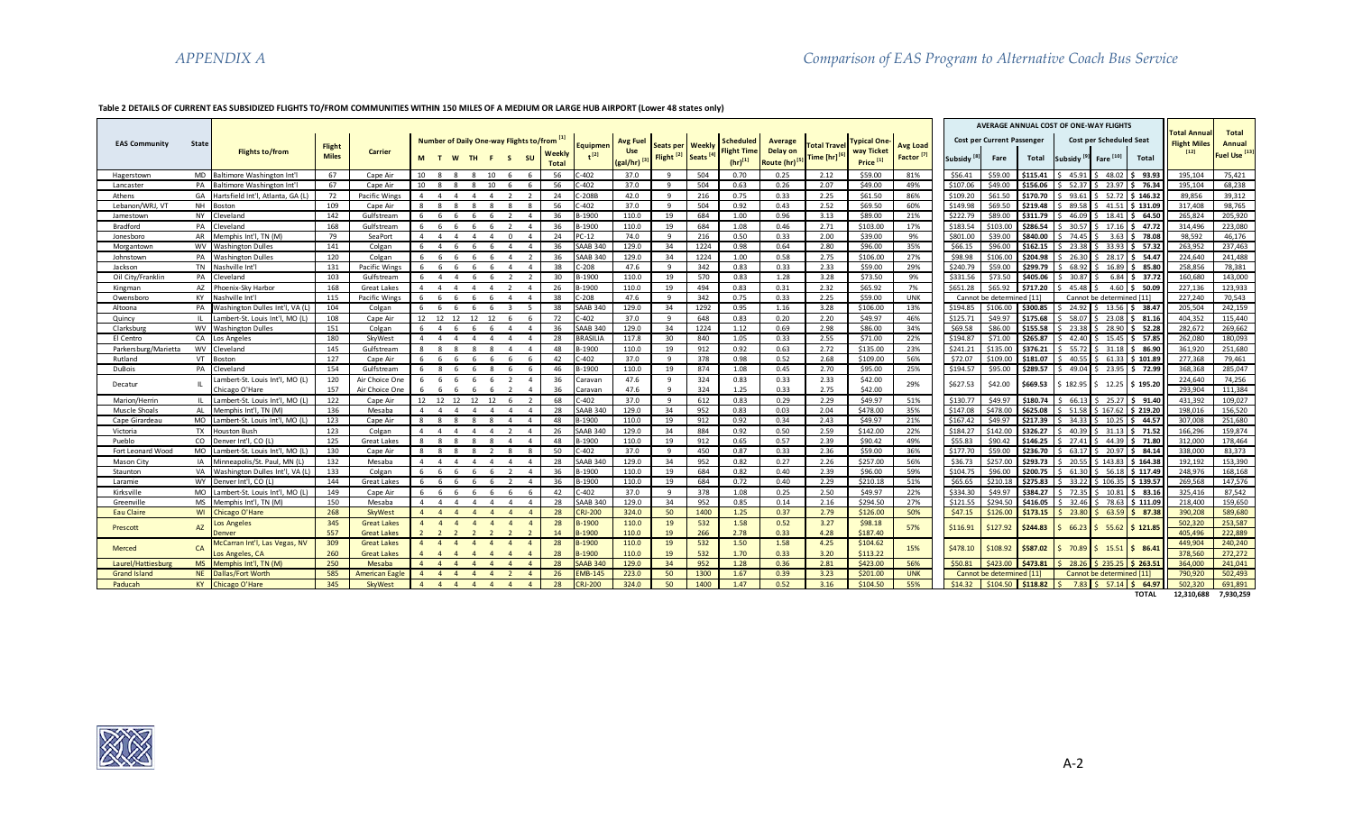**Table 2 DETAILS OF CURRENT EAS SUBSIDIZED FLIGHTS TO/FROM COMMUNITIES WITHIN 150 MILES OF A MEDIUM OR LARGE HUB AIRPORT (Lower 48 states only)**

| EAS Community | State | Flights to/from | Flight Miles | Carrier | Number of Daily One-way Flights to/from [1] | | | | | | | | Equipment [2] | Avg Fuel Use (gal/hr) [3] | Seats per Flight [2] | Weekly Seats [4] | Scheduled Flight Time (hr) [1] | Average Delay on Route (hr) [5] | Total Travel Time (hr) [6] | Typical One-way Ticket Price [1] | Avg Load Factor [7] | Average Annual Cost of One-Way Flights | | | | | | Total Annual Flight Miles [12] | Total Annual Fuel Use [13] |
|---|---|---|---|---|---|---|---|---|---|---|---|---|---|---|---|---|---|---|---|---|---|---|---|---|---|---|---|---|---|
| | | | | | | | | | | | | | | | | | | | | | | Cost per Current Passenger | | | Cost per Scheduled Seat | | | | |
| | | | | | M | T | W | TH | F | S | SU | Weekly Total | | | | | | | | | | Subsidy [8] | Fare | Total | Subsidy [9] | Fare [10] | Total | | |
| Hagerstown | MD | Baltimore Washington Int'l | 67 | Cape Air | 10 | 8 | 8 | 8 | 10 | 6 | 6 | 56 | C-402 | 37.0 | 9 | 504 | 0.70 | 0.25 | 2.12 | $59.00 | 81% | $56.41 | $59.00 | $115.41 | $ 45.91 | $ 48.02 | $ 93.93 | 195,104 | 75,421 |
| Lancaster | PA | Baltimore Washington Int'l | 67 | Cape Air | 10 | 8 | 8 | 8 | 10 | 6 | 6 | 56 | C-402 | 37.0 | 9 | 504 | 0.63 | 0.26 | 2.07 | $49.00 | 49% | $107.06 | $49.00 | $156.06 | $ 52.37 | $ 23.97 | $ 76.34 | 195,104 | 68,238 |
| Athens | GA | Hartsfield Int'l, Atlanta, GA (L) | 72 | Pacific Wings | 4 | 4 | 4 | 4 | 4 | 2 | 2 | 24 | C-208B | 42.0 | 9 | 216 | 0.75 | 0.33 | 2.25 | $61.50 | 86% | $109.20 | $61.50 | $170.70 | $ 93.61 | $ 52.72 | $ 146.32 | 89,856 | 39,312 |
| Lebanon/WRJ, VT | NH | Boston | 109 | Cape Air | 8 | 8 | 8 | 8 | 8 | 8 | 8 | 56 | C-402 | 37.0 | 9 | 504 | 0.92 | 0.43 | 2.52 | $69.50 | 60% | $149.98 | $69.50 | $219.48 | $ 89.58 | $ 41.51 | $ 131.09 | 317,408 | 98,765 |
| Jamestown | NY | Cleveland | 142 | Gulfstream | 6 | 6 | 6 | 6 | 6 | 2 | 4 | 36 | B-1900 | 110.0 | 19 | 684 | 1.00 | 0.96 | 3.13 | $89.00 | 21% | $222.79 | $89.00 | $311.79 | $ 46.09 | $ 18.41 | $ 64.50 | 265,824 | 205,920 |
| Bradford | PA | Cleveland | 168 | Gulfstream | 6 | 6 | 6 | 6 | 6 | 2 | 4 | 36 | B-1900 | 110.0 | 19 | 684 | 1.08 | 0.46 | 2.71 | $103.00 | 17% | $183.54 | $103.00 | $286.54 | $ 30.57 | $ 17.16 | $ 47.72 | 314,496 | 223,080 |
| Jonesboro | AR | Memphis Int'l, TN (M) | 79 | SeaPort | 4 | 4 | 4 | 4 | 4 | 0 | 4 | 24 | PC-12 | 74.0 | 9 | 216 | 0.50 | 0.33 | 2.00 | $39.00 | 9% | $801.00 | $39.00 | $840.00 | $ 74.45 | $ 3.63 | $ 78.08 | 98,592 | 46,176 |
| Morgantown | WV | Washington Dulles | 141 | Colgan | 6 | 4 | 6 | 6 | 6 | 4 | 4 | 36 | SAAB 340 | 129.0 | 34 | 1224 | 0.98 | 0.64 | 2.80 | $96.00 | 35% | $66.15 | $96.00 | $162.15 | $ 23.38 | $ 33.93 | $ 57.32 | 263,952 | 237,463 |
| Johnstown | PA | Washington Dulles | 120 | Colgan | 6 | 6 | 6 | 6 | 6 | 4 | 4 | 36 | SAAB 340 | 129.0 | 34 | 1224 | 1.00 | 0.58 | 2.75 | $106.00 | 27% | $98.98 | $106.00 | $204.98 | $ 26.30 | $ 28.17 | $ 54.47 | 224,640 | 241,488 |
| Jackson | TN | Nashville Int'l | 131 | Pacific Wings | 6 | 6 | 6 | 6 | 6 | 4 | 4 | 38 | C-208 | 47.6 | 9 | 342 | 0.83 | 0.33 | 2.33 | $59.00 | 29% | $240.79 | $59.00 | $299.79 | $ 68.92 | $ 16.89 | $ 85.80 | 258,856 | 78,381 |
| Oil City/Franklin | PA | Cleveland | 103 | Gulfstream | 6 | 4 | 4 | 6 | 6 | 2 | 2 | 30 | B-1900 | 110.0 | 19 | 570 | 0.83 | 1.28 | 3.28 | $73.50 | 9% | $331.56 | $73.50 | $405.06 | $ 30.87 | $ 6.84 | $ 37.72 | 160,680 | 143,000 |
| Owensboro | KY | Nashville Int'l | 115 | Pacific Wings | 6 | 6 | 6 | 6 | 6 | 4 | 4 | 38 | C-208 | 47.6 | 9 | 342 | 0.75 | 0.33 | 2.25 | $59.00 | UNK | Cannot be determined [11] | | | Cannot be determined [11] | | | 227,240 | 70,543 |
| Altoona | PA | Washington Dulles Int'l, VA (L) | 104 | Colgan | 6 | 6 | 6 | 6 | 6 | 3 | 5 | 38 | SAAB 340 | 129.0 | 34 | 1292 | 0.95 | 1.16 | 3.28 | $106.00 | 13% | $194.85 | $106.00 | $300.85 | $ 24.92 | $ 13.56 | $ 38.47 | 205,504 | 242,159 |
| Quincy | IL | Lambert-St. Louis Int'l, MO (L) | 108 | Cape Air | 12 | 12 | 12 | 12 | 12 | 6 | 6 | 72 | C-402 | 37.0 | 9 | 648 | 0.83 | 0.20 | 2.20 | $49.97 | 46% | $125.71 | $49.97 | $175.68 | $ 58.07 | $ 23.08 | $ 81.16 | 404,352 | 115,440 |
| Clarksburg | WV | Washington Dulles | 151 | Colgan | 6 | 4 | 6 | 6 | 6 | 4 | 4 | 36 | SAAB 340 | 129.0 | 34 | 1224 | 1.12 | 0.69 | 2.98 | $86.00 | 34% | $69.58 | $86.00 | $155.58 | $ 23.38 | $ 28.90 | $ 52.28 | 282,672 | 269,662 |
| El Centro | CA | Los Angeles | 180 | SkyWest | 4 | 4 | 4 | 4 | 4 | 4 | 4 | 28 | BRASILIA | 117.8 | 30 | 840 | 1.05 | 0.33 | 2.55 | $71.00 | 22% | $194.87 | $71.00 | $265.87 | $ 42.40 | $ 15.45 | $ 57.85 | 262,080 | 180,093 |
| Parkersburg/Marietta | WV | Cleveland | 145 | Gulfstream | 8 | 8 | 8 | 8 | 8 | 4 | 4 | 48 | B-1900 | 110.0 | 19 | 912 | 0.92 | 0.63 | 2.72 | $135.00 | 23% | $241.21 | $135.00 | $376.21 | $ 55.72 | $ 31.18 | $ 86.90 | 361,920 | 251,680 |
| Rutland | VT | Boston | 127 | Cape Air | 6 | 6 | 6 | 6 | 6 | 6 | 6 | 42 | C-402 | 37.0 | 9 | 378 | 0.98 | 0.52 | 2.68 | $109.00 | 56% | $72.07 | $109.00 | $181.07 | $ 40.55 | $ 61.33 | $ 101.89 | 277,368 | 79,461 |
| DuBois | PA | Cleveland | 154 | Gulfstream | 6 | 8 | 6 | 6 | 8 | 6 | 6 | 46 | B-1900 | 110.0 | 19 | 874 | 1.08 | 0.45 | 2.70 | $95.00 | 25% | $194.57 | $95.00 | $289.57 | $ 49.04 | $ 23.95 | $ 72.99 | 368,368 | 285,047 |
| Decatur | IL | Lambert-St. Louis Int'l, MO (L) | 120 | Air Choice One | 6 | 6 | 6 | 6 | 6 | 2 | 4 | 36 | Caravan | 47.6 | 9 | 324 | 0.83 | 0.33 | 2.33 | $42.00 | 29% | $627.53 | $42.00 | $669.53 | $ 182.95 | $ 12.25 | $ 195.20 | 224,640 | 74,256 |
| | | Chicago O'Hare | 157 | Air Choice One | 6 | 6 | 6 | 6 | 6 | 2 | 4 | 36 | Caravan | 47.6 | 9 | 324 | 1.25 | 0.33 | 2.75 | $42.00 | | | | | | | | 293,904 | 111,384 |
| Marion/Herrin | IL | Lambert-St. Louis Int'l, MO (L) | 122 | Cape Air | 12 | 12 | 12 | 12 | 12 | 6 | 2 | 68 | C-402 | 37.0 | 9 | 612 | 0.83 | 0.29 | 2.29 | $49.97 | 51% | $130.77 | $49.97 | $180.74 | $ 66.13 | $ 25.27 | $ 91.40 | 431,392 | 109,027 |
| Muscle Shoals | AL | Memphis Int'l, TN (M) | 136 | Mesaba | 4 | 4 | 4 | 4 | 4 | 4 | 4 | 28 | SAAB 340 | 129.0 | 34 | 952 | 0.83 | 0.03 | 2.04 | $478.00 | 35% | $147.08 | $478.00 | $625.08 | $ 51.58 | $ 167.62 | $ 219.20 | 198,016 | 156,520 |
| Cape Girardeau | MO | Lambert-St. Louis Int'l, MO (L) | 123 | Cape Air | 8 | 8 | 8 | 8 | 8 | 4 | 4 | 48 | B-1900 | 110.0 | 19 | 912 | 0.92 | 0.34 | 2.43 | $49.97 | 21% | $167.42 | $49.97 | $217.39 | $ 34.33 | $ 10.25 | $ 44.57 | 307,008 | 251,680 |
| Victoria | TX | Houston Bush | 123 | Colgan | 4 | 4 | 4 | 4 | 4 | 2 | 4 | 26 | SAAB 340 | 129.0 | 34 | 884 | 0.92 | 0.50 | 2.59 | $142.00 | 22% | $184.27 | $142.00 | $326.27 | $ 40.39 | $ 31.13 | $ 71.52 | 166,296 | 159,874 |
| Pueblo | CO | Denver Int'l, CO (L) | 125 | Great Lakes | 8 | 8 | 8 | 8 | 8 | 4 | 4 | 48 | B-1900 | 110.0 | 19 | 912 | 0.65 | 0.57 | 2.39 | $90.42 | 49% | $55.83 | $90.42 | $146.25 | $ 27.41 | $ 44.39 | $ 71.80 | 312,000 | 178,464 |
| Fort Leonard Wood | MO | Lambert-St. Louis Int'l, MO (L) | 130 | Cape Air | 8 | 8 | 8 | 8 | 2 | 8 | 8 | 50 | C-402 | 37.0 | 9 | 450 | 0.87 | 0.33 | 2.36 | $59.00 | 36% | $177.70 | $59.00 | $236.70 | $ 63.17 | $ 20.97 | $ 84.14 | 338,000 | 83,373 |
| Mason City | IA | Minneapolis/St. Paul, MN (L) | 132 | Mesaba | 4 | 4 | 4 | 4 | 4 | 4 | 4 | 28 | SAAB 340 | 129.0 | 34 | 952 | 0.82 | 0.27 | 2.26 | $257.00 | 56% | $36.73 | $257.00 | $293.73 | $ 20.55 | $ 143.83 | $ 164.38 | 192,192 | 153,390 |
| Staunton | VA | Washington Dulles Int'l, VA (L) | 133 | Colgan | 6 | 6 | 6 | 6 | 6 | 2 | 4 | 36 | B-1900 | 110.0 | 19 | 684 | 0.82 | 0.40 | 2.39 | $96.00 | 59% | $104.75 | $96.00 | $200.75 | $ 61.30 | $ 56.18 | $ 117.49 | 248,976 | 168,168 |
| Laramie | WY | Denver Int'l, CO (L) | 144 | Great Lakes | 6 | 6 | 6 | 6 | 6 | 2 | 4 | 36 | B-1900 | 110.0 | 19 | 684 | 0.72 | 0.40 | 2.29 | $210.18 | 51% | $65.65 | $210.18 | $275.83 | $ 33.22 | $ 106.35 | $ 139.57 | 269,568 | 147,576 |
| Kirksville | MO | Lambert-St. Louis Int'l, MO (L) | 149 | Cape Air | 6 | 6 | 6 | 6 | 6 | 6 | 6 | 42 | C-402 | 37.0 | 9 | 378 | 1.08 | 0.25 | 2.50 | $49.97 | 22% | $334.30 | $49.97 | $384.27 | $ 72.35 | $ 10.81 | $ 83.16 | 325,416 | 87,542 |
| Greenville | MS | Memphis Int'l, TN (M) | 150 | Mesaba | 4 | 4 | 4 | 4 | 4 | 4 | 4 | 28 | SAAB 340 | 129.0 | 34 | 952 | 0.85 | 0.14 | 2.16 | $294.50 | 27% | $121.55 | $294.50 | $416.05 | $ 32.46 | $ 78.63 | $ 111.09 | 218,400 | 159,650 |
| Eau Claire | WI | Chicago O'Hare | 268 | SkyWest | 4 | 4 | 4 | 4 | 4 | 4 | 4 | 28 | CRJ-200 | 324.0 | 50 | 1400 | 1.25 | 0.37 | 2.79 | $126.00 | 50% | $47.15 | $126.00 | $173.15 | $ 23.80 | $ 63.59 | $ 87.38 | 390,208 | 589,680 |
| Prescott | AZ | Los Angeles | 345 | Great Lakes | 4 | 4 | 4 | 4 | 4 | 4 | 4 | 28 | B-1900 | 110.0 | 19 | 532 | 1.58 | 0.52 | 3.27 | $98.18 | 57% | $116.91 | $127.92 | $244.83 | $ 66.23 | $ 55.62 | $ 121.85 | 502,320 | 253,587 |
| | | Denver | 557 | Great Lakes | 2 | 2 | 2 | 2 | 2 | 2 | 2 | 14 | B-1900 | 110.0 | 19 | 266 | 2.78 | 0.33 | 4.28 | $187.40 | | | | | | | | 405,496 | 222,889 |
| Merced | CA | McCarran Int'l, Las Vegas, NV | 309 | Great Lakes | 4 | 4 | 4 | 4 | 4 | 4 | 4 | 28 | B-1900 | 110.0 | 19 | 532 | 1.50 | 1.58 | 4.25 | $104.62 | 15% | $478.10 | $108.92 | $587.02 | $ 70.89 | $ 15.51 | $ 86.41 | 449,904 | 240,240 |
| | | Los Angeles, CA | 260 | Great Lakes | 4 | 4 | 4 | 4 | 4 | 4 | 4 | 28 | B-1900 | 110.0 | 19 | 532 | 1.70 | 0.33 | 3.20 | $113.22 | | | | | | | | 378,560 | 272,272 |
| Laurel/Hattiesburg | MS | Memphis Int'l, TN (M) | 250 | Mesaba | 4 | 4 | 4 | 4 | 4 | 4 | 4 | 28 | SAAB 340 | 129.0 | 34 | 952 | 1.28 | 0.36 | 2.81 | $423.00 | 56% | $50.81 | $423.00 | $473.81 | $ 28.26 | $ 235.25 | $ 263.51 | 364,000 | 241,041 |
| Grand Island | NE | Dallas/Fort Worth | 585 | American Eagle | 4 | 4 | 4 | 4 | 4 | 2 | 4 | 26 | EMB-145 | 223.0 | 50 | 1300 | 1.67 | 0.39 | 3.23 | $201.00 | UNK | Cannot be determined [11] | | | Cannot be determined [11] | | | 790,920 | 502,493 |
| Paducah | KY | Chicago O'Hare | 345 | SkyWest | 4 | 4 | 4 | 4 | 4 | 4 | 4 | 28 | CRJ-200 | 324.0 | 50 | 1400 | 1.47 | 0.52 | 3.16 | $104.50 | 55% | $14.32 | $104.50 | $118.82 | $ 7.83 | $ 57.14 | $ 64.97 | 502,320 | 691,891 |
| | | | | | | | | | | | | | | | | | | | | | | | | | | | TOTAL | 12,310,688 | 7,930,259 |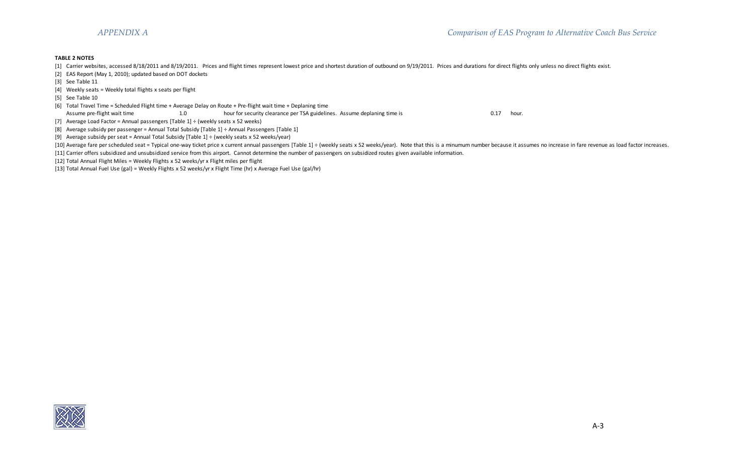**TABLE 2 NOTES**

[1] Carrier websites, accessed 8/18/2011 and 8/19/2011. Prices and flight times represent lowest price and shortest duration of outbound on 9/19/2011. Prices and durations for direct flights only unless no direct flights exist.

[2] EAS Report (May 1, 2010); updated based on DOT dockets

[3] See Table 11

[4] Weekly seats = Weekly total flights x seats per flight

[5] See Table 10

[6] Total Travel Time = Scheduled Flight time + Average Delay on Route + Pre-flight wait time + Deplaning time
Assume pre-flight wait time 1.0 hour for security clearance per TSA guidelines. Assume deplaning time is 0.17 hour.

[7] Average Load Factor = Annual passengers [Table 1] ÷ (weekly seats x 52 weeks)

[8] Average subsidy per passenger = Annual Total Subsidy [Table 1] ÷ Annual Passengers [Table 1]

[9] Average subsidy per seat = Annual Total Subsidy [Table 1] ÷ (weekly seats x 52 weeks/year)

[10] Average fare per scheduled seat = Typical one-way ticket price x current annual passengers [Table 1] ÷ (weekly seats x 52 weeks/year). Note that this is a minumum number because it assumes no increase in fare revenue as load factor increases.

[11] Carrier offers subsidized and unsubsidized service from this airport. Cannot determine the number of passengers on subsidized routes given available information.

[12] Total Annual Flight Miles = Weekly Flights x 52 weeks/yr x Flight miles per flight

[13] Total Annual Fuel Use (gal) = Weekly Flights x 52 weeks/yr x Flight Time (hr) x Average Fuel Use (gal/hr)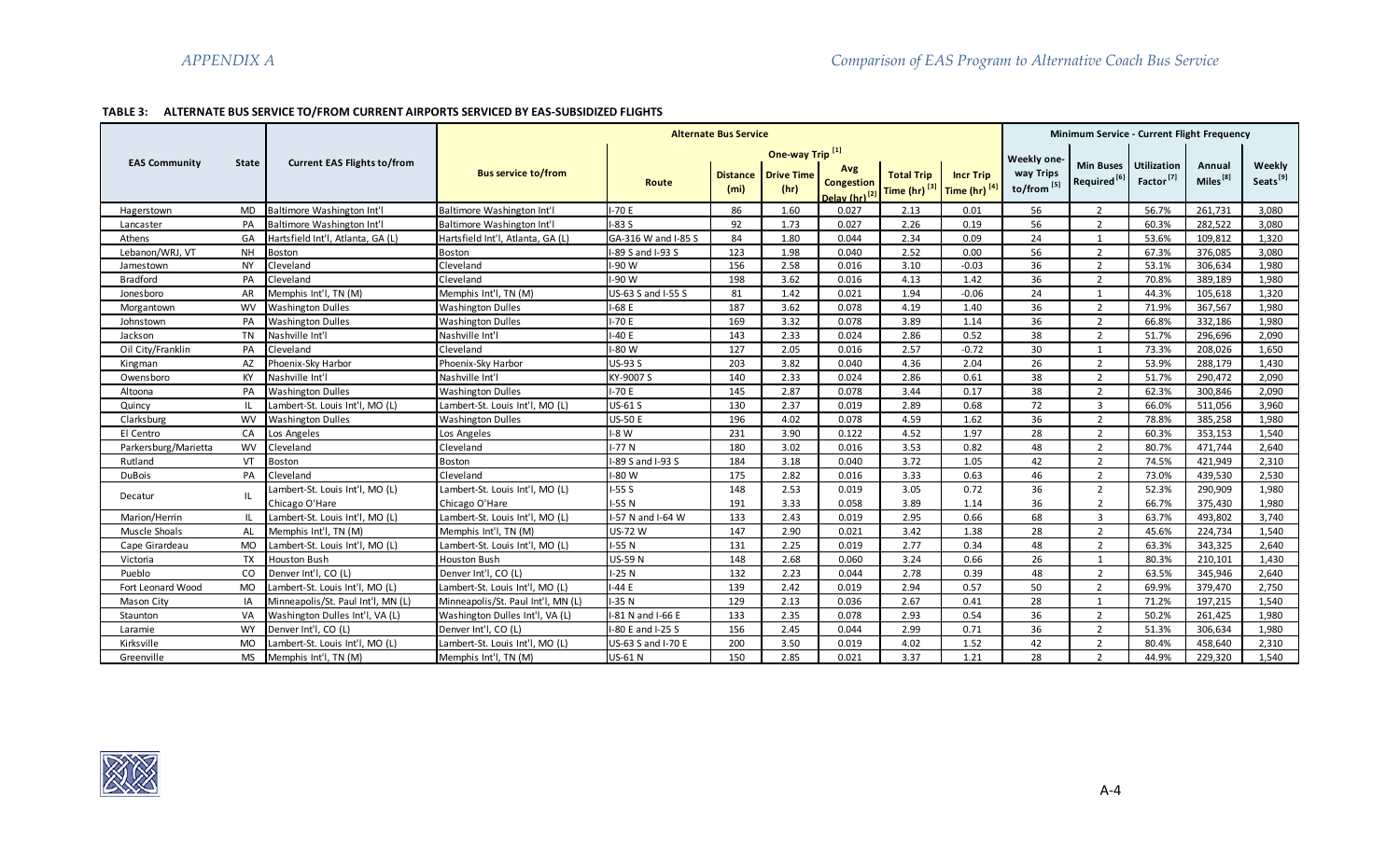**TABLE 3: ALTERNATE BUS SERVICE TO/FROM CURRENT AIRPORTS SERVICED BY EAS-SUBSIDIZED FLIGHTS**

| EAS Community | State | Current EAS Flights to/from | Alternate Bus Service | | | | | | | | Minimum Service - Current Flight Frequency | | | | |
|---|---|---|---|---|---|---|---|---|---|---|---|---|---|---|---|
| | | | Bus service to/from | Route | One-way Trip [1] | | | | | | Weekly one-way Trips to/from [5] | Min Buses Required [6] | Utilization Factor [7] | Annual Miles [8] | Weekly Seats [9] |
| | | | | | Distance (mi) | Drive Time (hr) | Avg Congestion Delay (hr) [2] | Total Trip Time (hr) [3] | Incr Trip Time (hr) [4] | | | | | | |
| Hagerstown | MD | Baltimore Washington Int'l | Baltimore Washington Int'l | I-70 E | 86 | 1.60 | 0.027 | 2.13 | 0.01 | 56 | 2 | 56.7% | 261,731 | 3,080 |
| Lancaster | PA | Baltimore Washington Int'l | Baltimore Washington Int'l | I-83 S | 92 | 1.73 | 0.027 | 2.26 | 0.19 | 56 | 2 | 60.3% | 282,522 | 3,080 |
| Athens | GA | Hartsfield Int'l, Atlanta, GA (L) | Hartsfield Int'l, Atlanta, GA (L) | GA-316 W and I-85 S | 84 | 1.80 | 0.044 | 2.34 | 0.09 | 24 | 1 | 53.6% | 109,812 | 1,320 |
| Lebanon/WRJ, VT | NH | Boston | Boston | I-89 S and I-93 S | 123 | 1.98 | 0.040 | 2.52 | 0.00 | 56 | 2 | 67.3% | 376,085 | 3,080 |
| Jamestown | NY | Cleveland | Cleveland | I-90 W | 156 | 2.58 | 0.016 | 3.10 | -0.03 | 36 | 2 | 53.1% | 306,634 | 1,980 |
| Bradford | PA | Cleveland | Cleveland | I-90 W | 198 | 3.62 | 0.016 | 4.13 | 1.42 | 36 | 2 | 70.8% | 389,189 | 1,980 |
| Jonesboro | AR | Memphis Int'l, TN (M) | Memphis Int'l, TN (M) | US-63 S and I-55 S | 81 | 1.42 | 0.021 | 1.94 | -0.06 | 24 | 1 | 44.3% | 105,618 | 1,320 |
| Morgantown | WV | Washington Dulles | Washington Dulles | I-68 E | 187 | 3.62 | 0.078 | 4.19 | 1.40 | 36 | 2 | 71.9% | 367,567 | 1,980 |
| Johnstown | PA | Washington Dulles | Washington Dulles | I-70 E | 169 | 3.32 | 0.078 | 3.89 | 1.14 | 36 | 2 | 66.8% | 332,186 | 1,980 |
| Jackson | TN | Nashville Int'l | Nashville Int'l | I-40 E | 143 | 2.33 | 0.024 | 2.86 | 0.52 | 38 | 2 | 51.7% | 296,696 | 2,090 |
| Oil City/Franklin | PA | Cleveland | Cleveland | I-80 W | 127 | 2.05 | 0.016 | 2.57 | -0.72 | 30 | 1 | 73.3% | 208,026 | 1,650 |
| Kingman | AZ | Phoenix-Sky Harbor | Phoenix-Sky Harbor | US-93 S | 203 | 3.82 | 0.040 | 4.36 | 2.04 | 26 | 2 | 53.9% | 288,179 | 1,430 |
| Owensboro | KY | Nashville Int'l | Nashville Int'l | KY-9007 S | 140 | 2.33 | 0.024 | 2.86 | 0.61 | 38 | 2 | 51.7% | 290,472 | 2,090 |
| Altoona | PA | Washington Dulles | Washington Dulles | I-70 E | 145 | 2.87 | 0.078 | 3.44 | 0.17 | 38 | 2 | 62.3% | 300,846 | 2,090 |
| Quincy | IL | Lambert-St. Louis Int'l, MO (L) | Lambert-St. Louis Int'l, MO (L) | US-61 S | 130 | 2.37 | 0.019 | 2.89 | 0.68 | 72 | 3 | 66.0% | 511,056 | 3,960 |
| Clarksburg | WV | Washington Dulles | Washington Dulles | US-50 E | 196 | 4.02 | 0.078 | 4.59 | 1.62 | 36 | 2 | 78.8% | 385,258 | 1,980 |
| El Centro | CA | Los Angeles | Los Angeles | I-8 W | 231 | 3.90 | 0.122 | 4.52 | 1.97 | 28 | 2 | 60.3% | 353,153 | 1,540 |
| Parkersburg/Marietta | WV | Cleveland | Cleveland | I-77 N | 180 | 3.02 | 0.016 | 3.53 | 0.82 | 48 | 2 | 80.7% | 471,744 | 2,640 |
| Rutland | VT | Boston | Boston | I-89 S and I-93 S | 184 | 3.18 | 0.040 | 3.72 | 1.05 | 42 | 2 | 74.5% | 421,949 | 2,310 |
| DuBois | PA | Cleveland | Cleveland | I-80 W | 175 | 2.82 | 0.016 | 3.33 | 0.63 | 46 | 2 | 73.0% | 439,530 | 2,530 |
| Decatur | IL | Lambert-St. Louis Int'l, MO (L) | Lambert-St. Louis Int'l, MO (L) | I-55 S | 148 | 2.53 | 0.019 | 3.05 | 0.72 | 36 | 2 | 52.3% | 290,909 | 1,980 |
| | | Chicago O'Hare | Chicago O'Hare | I-55 N | 191 | 3.33 | 0.058 | 3.89 | 1.14 | 36 | 2 | 66.7% | 375,430 | 1,980 |
| Marion/Herrin | IL | Lambert-St. Louis Int'l, MO (L) | Lambert-St. Louis Int'l, MO (L) | I-57 N and I-64 W | 133 | 2.43 | 0.019 | 2.95 | 0.66 | 68 | 3 | 63.7% | 493,802 | 3,740 |
| Muscle Shoals | AL | Memphis Int'l, TN (M) | Memphis Int'l, TN (M) | US-72 W | 147 | 2.90 | 0.021 | 3.42 | 1.38 | 28 | 2 | 45.6% | 224,734 | 1,540 |
| Cape Girardeau | MO | Lambert-St. Louis Int'l, MO (L) | Lambert-St. Louis Int'l, MO (L) | I-55 N | 131 | 2.25 | 0.019 | 2.77 | 0.34 | 48 | 2 | 63.3% | 343,325 | 2,640 |
| Victoria | TX | Houston Bush | Houston Bush | US-59 N | 148 | 2.68 | 0.060 | 3.24 | 0.66 | 26 | 1 | 80.3% | 210,101 | 1,430 |
| Pueblo | CO | Denver Int'l, CO (L) | Denver Int'l, CO (L) | I-25 N | 132 | 2.23 | 0.044 | 2.78 | 0.39 | 48 | 2 | 63.5% | 345,946 | 2,640 |
| Fort Leonard Wood | MO | Lambert-St. Louis Int'l, MO (L) | Lambert-St. Louis Int'l, MO (L) | I-44 E | 139 | 2.42 | 0.019 | 2.94 | 0.57 | 50 | 2 | 69.9% | 379,470 | 2,750 |
| Mason City | IA | Minneapolis/St. Paul Int'l, MN (L) | Minneapolis/St. Paul Int'l, MN (L) | I-35 N | 129 | 2.13 | 0.036 | 2.67 | 0.41 | 28 | 1 | 71.2% | 197,215 | 1,540 |
| Staunton | VA | Washington Dulles Int'l, VA (L) | Washington Dulles Int'l, VA (L) | I-81 N and I-66 E | 133 | 2.35 | 0.078 | 2.93 | 0.54 | 36 | 2 | 50.2% | 261,425 | 1,980 |
| Laramie | WY | Denver Int'l, CO (L) | Denver Int'l, CO (L) | I-80 E and I-25 S | 156 | 2.45 | 0.044 | 2.99 | 0.71 | 36 | 2 | 51.3% | 306,634 | 1,980 |
| Kirksville | MO | Lambert-St. Louis Int'l, MO (L) | Lambert-St. Louis Int'l, MO (L) | US-63 S and I-70 E | 200 | 3.50 | 0.019 | 4.02 | 1.52 | 42 | 2 | 80.4% | 458,640 | 2,310 |
| Greenville | MS | Memphis Int'l, TN (M) | Memphis Int'l, TN (M) | US-61 N | 150 | 2.85 | 0.021 | 3.37 | 1.21 | 28 | 2 | 44.9% | 229,320 | 1,540 |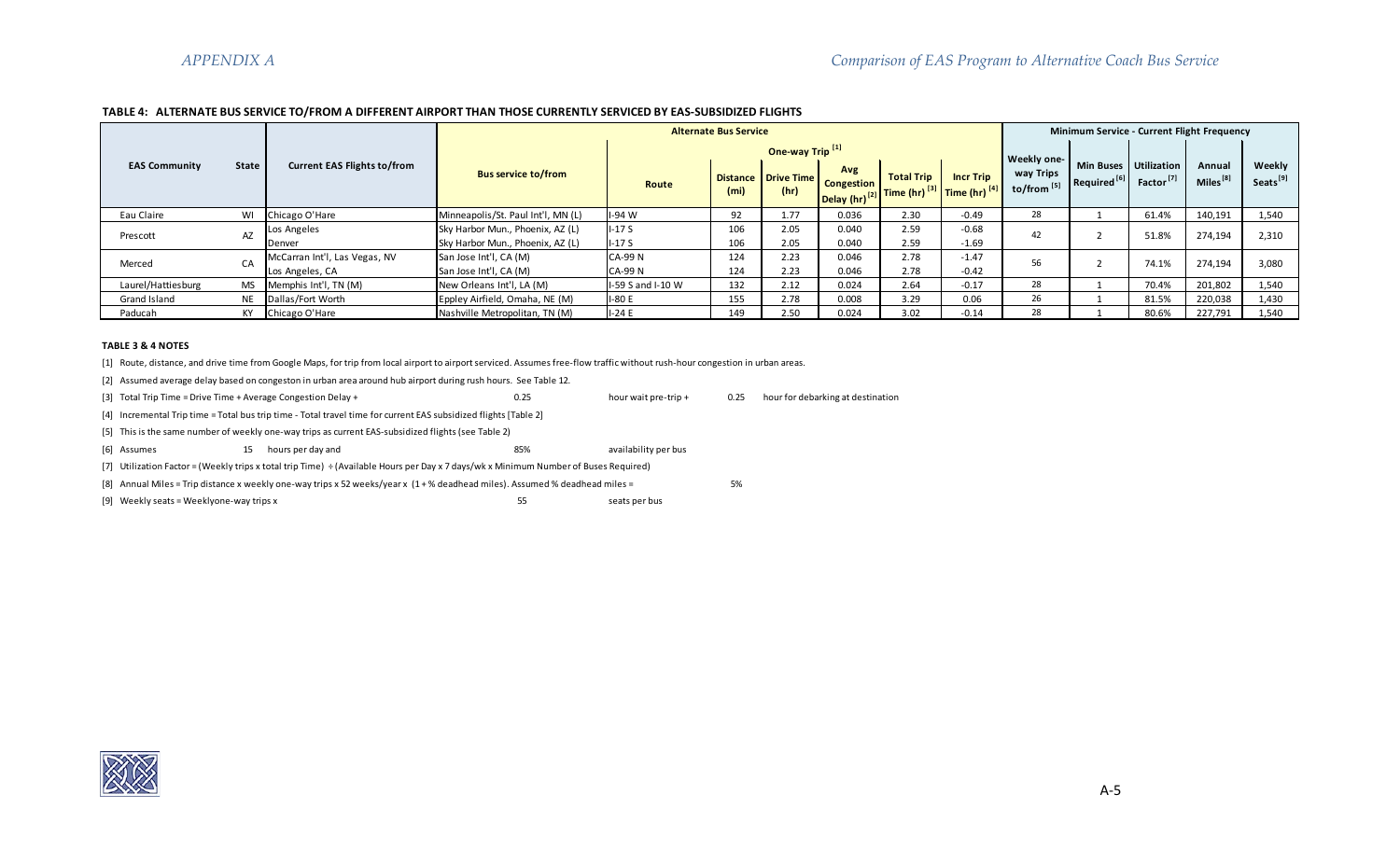**TABLE 4: ALTERNATE BUS SERVICE TO/FROM A DIFFERENT AIRPORT THAN THOSE CURRENTLY SERVICED BY EAS-SUBSIDIZED FLIGHTS**

| EAS Community | State | Current EAS Flights to/from | Alternate Bus Service | | | | | | | | Minimum Service - Current Flight Frequency | | | | |
|---|---|---|---|---|---|---|---|---|---|---|---|---|---|---|---|
| | | | Bus service to/from | Route | One-way Trip [1] | | | | | Weekly one-way Trips to/from [5] | Min Buses Required [6] | Utilization Factor [7] | Annual Miles [8] | Weekly Seats [9] |
| | | | | | Distance (mi) | Drive Time (hr) | Avg Congestion Delay (hr) [2] | Total Trip Time (hr) [3] | Incr Trip Time (hr) [4] | | | | | |
| Eau Claire | WI | Chicago O'Hare | Minneapolis/St. Paul Int'l, MN (L) | I-94 W | 92 | 1.77 | 0.036 | 2.30 | -0.49 | 28 | 1 | 61.4% | 140,191 | 1,540 |
| Prescott | AZ | Los Angeles | Sky Harbor Mun., Phoenix, AZ (L) | I-17 S | 106 | 2.05 | 0.040 | 2.59 | -0.68 | 42 | 2 | 51.8% | 274,194 | 2,310 |
| | | Denver | Sky Harbor Mun., Phoenix, AZ (L) | I-17 S | 106 | 2.05 | 0.040 | 2.59 | -1.69 | | | | | |
| Merced | CA | McCarran Int'l, Las Vegas, NV | San Jose Int'l, CA (M) | CA-99 N | 124 | 2.23 | 0.046 | 2.78 | -1.47 | 56 | 2 | 74.1% | 274,194 | 3,080 |
| | | Los Angeles, CA | San Jose Int'l, CA (M) | CA-99 N | 124 | 2.23 | 0.046 | 2.78 | -0.42 | | | | | |
| Laurel/Hattiesburg | MS | Memphis Int'l, TN (M) | New Orleans Int'l, LA (M) | I-59 S and I-10 W | 132 | 2.12 | 0.024 | 2.64 | -0.17 | 28 | 1 | 70.4% | 201,802 | 1,540 |
| Grand Island | NE | Dallas/Fort Worth | Eppley Airfield, Omaha, NE (M) | I-80 E | 155 | 2.78 | 0.008 | 3.29 | 0.06 | 26 | 1 | 81.5% | 220,038 | 1,430 |
| Paducah | KY | Chicago O'Hare | Nashville Metropolitan, TN (M) | I-24 E | 149 | 2.50 | 0.024 | 3.02 | -0.14 | 28 | 1 | 80.6% | 227,791 | 1,540 |

**TABLE 3 & 4 NOTES**

[1] Route, distance, and drive time from Google Maps, for trip from local airport to airport serviced. Assumes free-flow traffic without rush-hour congestion in urban areas.

[2] Assumed average delay based on congeston in urban area around hub airport during rush hours. See Table 12.

[3] Total Trip Time = Drive Time + Average Congestion Delay + 0.25 hour wait pre-trip + 0.25 hour for debarking at destination

[4] Incremental Trip time = Total bus trip time - Total travel time for current EAS subsidized flights [Table 2]

[5] This is the same number of weekly one-way trips as current EAS-subsidized flights (see Table 2)

[6] Assumes 15 hours per day and 85% availability per bus

[7] Utilization Factor = (Weekly trips x total trip Time) ÷ (Available Hours per Day x 7 days/wk x Minimum Number of Buses Required)

[8] Annual Miles = Trip distance x weekly one-way trips x 52 weeks/year x (1 + % deadhead miles). Assumed % deadhead miles = 5%

[9] Weekly seats = Weeklyone-way trips x 55 seats per bus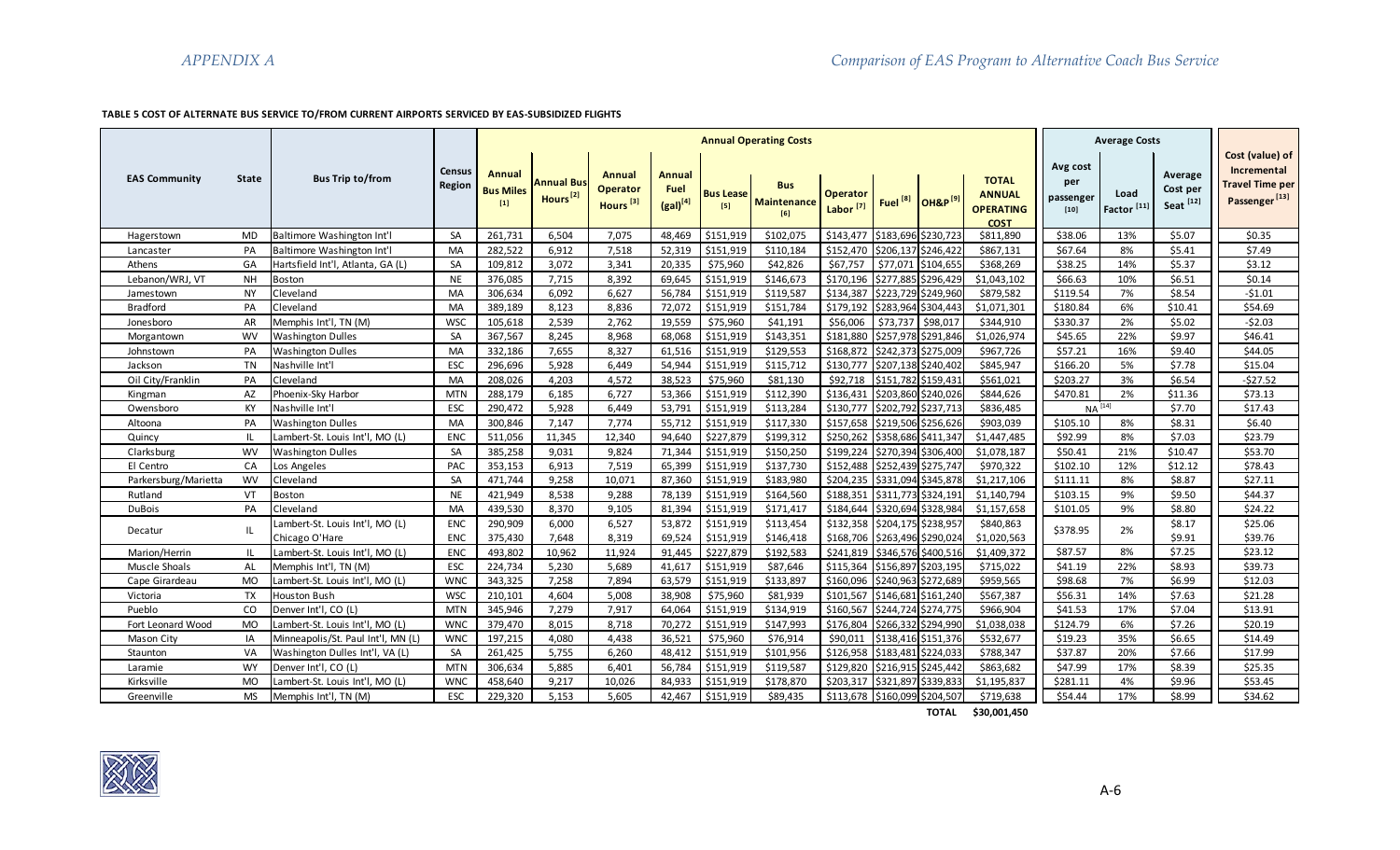**TABLE 5 COST OF ALTERNATE BUS SERVICE TO/FROM CURRENT AIRPORTS SERVICED BY EAS-SUBSIDIZED FLIGHTS**

| EAS Community | State | Bus Trip to/from | Census Region | Annual Operating Costs | | | | | | | | | | Average Costs | | | Cost (value) of Incremental Travel Time per Passenger [13] |
|---|---|---|---|---|---|---|---|---|---|---|---|---|---|---|---|---|---|
| | | | | Annual Bus Miles [1] | Annual Bus Hours [2] | Annual Operator Hours [3] | Annual Fuel (gal) [4] | Bus Lease [5] | Bus Maintenance [6] | Operator Labor [7] | Fuel [8] | OH&P [9] | TOTAL ANNUAL OPERATING COST | Avg cost per passenger [10] | Load Factor [11] | Average Cost per Seat [12] | |
| Hagerstown | MD | Baltimore Washington Int'l | SA | 261,731 | 6,504 | 7,075 | 48,469 | $151,919 | $102,075 | $143,477 | $183,696 | $230,723 | $811,890 | $38.06 | 13% | $5.07 | $0.35 |
| Lancaster | PA | Baltimore Washington Int'l | MA | 282,522 | 6,912 | 7,518 | 52,319 | $151,919 | $110,184 | $152,470 | $206,137 | $246,422 | $867,131 | $67.64 | 8% | $5.41 | $7.49 |
| Athens | GA | Hartsfield Int'l, Atlanta, GA (L) | SA | 109,812 | 3,072 | 3,341 | 20,335 | $75,960 | $42,826 | $67,757 | $77,071 | $104,655 | $368,269 | $38.25 | 14% | $5.37 | $3.12 |
| Lebanon/WRJ, VT | NH | Boston | NE | 376,085 | 7,715 | 8,392 | 69,645 | $151,919 | $146,673 | $170,196 | $277,885 | $296,429 | $1,043,102 | $66.63 | 10% | $6.51 | $0.14 |
| Jamestown | NY | Cleveland | MA | 306,634 | 6,092 | 6,627 | 56,784 | $151,919 | $119,587 | $134,387 | $223,729 | $249,960 | $879,582 | $119.54 | 7% | $8.54 | -$1.01 |
| Bradford | PA | Cleveland | MA | 389,189 | 8,123 | 8,836 | 72,072 | $151,919 | $151,784 | $179,192 | $283,964 | $304,443 | $1,071,301 | $180.84 | 6% | $10.41 | $54.69 |
| Jonesboro | AR | Memphis Int'l, TN (M) | WSC | 105,618 | 2,539 | 2,762 | 19,559 | $75,960 | $41,191 | $56,006 | $73,737 | $98,017 | $344,910 | $330.37 | 2% | $5.02 | -$2.03 |
| Morgantown | WV | Washington Dulles | SA | 367,567 | 8,245 | 8,968 | 68,068 | $151,919 | $143,351 | $181,880 | $257,978 | $291,846 | $1,026,974 | $45.65 | 22% | $9.97 | $46.41 |
| Johnstown | PA | Washington Dulles | MA | 332,186 | 7,655 | 8,327 | 61,516 | $151,919 | $129,553 | $168,872 | $242,373 | $275,009 | $967,726 | $57.21 | 16% | $9.40 | $44.05 |
| Jackson | TN | Nashville Int'l | ESC | 296,696 | 5,928 | 6,449 | 54,944 | $151,919 | $115,712 | $130,777 | $207,138 | $240,402 | $845,947 | $166.20 | 5% | $7.78 | $15.04 |
| Oil City/Franklin | PA | Cleveland | MA | 208,026 | 4,203 | 4,572 | 38,523 | $75,960 | $81,130 | $92,718 | $151,782 | $159,431 | $561,021 | $203.27 | 3% | $6.54 | -$27.52 |
| Kingman | AZ | Phoenix-Sky Harbor | MTN | 288,179 | 6,185 | 6,727 | 53,366 | $151,919 | $112,390 | $136,431 | $203,860 | $240,026 | $844,626 | $470.81 | 2% | $11.36 | $73.13 |
| Owensboro | KY | Nashville Int'l | ESC | 290,472 | 5,928 | 6,449 | 53,791 | $151,919 | $113,284 | $130,777 | $202,792 | $237,713 | $836,485 | NA [14] | | $7.70 | $17.43 |
| Altoona | PA | Washington Dulles | MA | 300,846 | 7,147 | 7,774 | 55,712 | $151,919 | $117,330 | $157,658 | $219,506 | $256,626 | $903,039 | $105.10 | 8% | $8.31 | $6.40 |
| Quincy | IL | Lambert-St. Louis Int'l, MO (L) | ENC | 511,056 | 11,345 | 12,340 | 94,640 | $227,879 | $199,312 | $250,262 | $358,686 | $411,347 | $1,447,485 | $92.99 | 8% | $7.03 | $23.79 |
| Clarksburg | WV | Washington Dulles | SA | 385,258 | 9,031 | 9,824 | 71,344 | $151,919 | $150,250 | $199,224 | $270,394 | $306,400 | $1,078,187 | $50.41 | 21% | $10.47 | $53.70 |
| El Centro | CA | Los Angeles | PAC | 353,153 | 6,913 | 7,519 | 65,399 | $151,919 | $137,730 | $152,488 | $252,439 | $275,747 | $970,322 | $102.10 | 12% | $12.12 | $78.43 |
| Parkersburg/Marietta | WV | Cleveland | SA | 471,744 | 9,258 | 10,071 | 87,360 | $151,919 | $183,980 | $204,235 | $331,094 | $345,878 | $1,217,106 | $111.11 | 8% | $8.87 | $27.11 |
| Rutland | VT | Boston | NE | 421,949 | 8,538 | 9,288 | 78,139 | $151,919 | $164,560 | $188,351 | $311,773 | $324,191 | $1,140,794 | $103.15 | 9% | $9.50 | $44.37 |
| DuBois | PA | Cleveland | MA | 439,530 | 8,370 | 9,105 | 81,394 | $151,919 | $171,417 | $184,644 | $320,694 | $328,984 | $1,157,658 | $101.05 | 9% | $8.80 | $24.22 |
| Decatur | IL | Lambert-St. Louis Int'l, MO (L) | ENC | 290,909 | 6,000 | 6,527 | 53,872 | $151,919 | $113,454 | $132,358 | $204,175 | $238,957 | $840,863 | $378.95 | 2% | $8.17 | $25.06 |
| | | Chicago O'Hare | ENC | 375,430 | 7,648 | 8,319 | 69,524 | $151,919 | $146,418 | $168,706 | $263,496 | $290,024 | $1,020,563 | | | $9.91 | $39.76 |
| Marion/Herrin | IL | Lambert-St. Louis Int'l, MO (L) | ENC | 493,802 | 10,962 | 11,924 | 91,445 | $227,879 | $192,583 | $241,819 | $346,576 | $400,516 | $1,409,372 | $87.57 | 8% | $7.25 | $23.12 |
| Muscle Shoals | AL | Memphis Int'l, TN (M) | ESC | 224,734 | 5,230 | 5,689 | 41,617 | $151,919 | $87,646 | $115,364 | $156,897 | $203,195 | $715,022 | $41.19 | 22% | $8.93 | $39.73 |
| Cape Girardeau | MO | Lambert-St. Louis Int'l, MO (L) | WNC | 343,325 | 7,258 | 7,894 | 63,579 | $151,919 | $133,897 | $160,096 | $240,963 | $272,689 | $959,565 | $98.68 | 7% | $6.99 | $12.03 |
| Victoria | TX | Houston Bush | WSC | 210,101 | 4,604 | 5,008 | 38,908 | $75,960 | $81,939 | $101,567 | $146,681 | $161,240 | $567,387 | $56.31 | 14% | $7.63 | $21.28 |
| Pueblo | CO | Denver Int'l, CO (L) | MTN | 345,946 | 7,279 | 7,917 | 64,064 | $151,919 | $134,919 | $160,567 | $244,724 | $274,775 | $966,904 | $41.53 | 17% | $7.04 | $13.91 |
| Fort Leonard Wood | MO | Lambert-St. Louis Int'l, MO (L) | WNC | 379,470 | 8,015 | 8,718 | 70,272 | $151,919 | $147,993 | $176,804 | $266,332 | $294,990 | $1,038,038 | $124.79 | 6% | $7.26 | $20.19 |
| Mason City | IA | Minneapolis/St. Paul Int'l, MN (L) | WNC | 197,215 | 4,080 | 4,438 | 36,521 | $75,960 | $76,914 | $90,011 | $138,416 | $151,376 | $532,677 | $19.23 | 35% | $6.65 | $14.49 |
| Staunton | VA | Washington Dulles Int'l, VA (L) | SA | 261,425 | 5,755 | 6,260 | 48,412 | $151,919 | $101,956 | $126,958 | $183,481 | $224,033 | $788,347 | $37.87 | 20% | $7.66 | $17.99 |
| Laramie | WY | Denver Int'l, CO (L) | MTN | 306,634 | 5,885 | 6,401 | 56,784 | $151,919 | $119,587 | $129,820 | $216,915 | $245,442 | $863,682 | $47.99 | 17% | $8.39 | $25.35 |
| Kirksville | MO | Lambert-St. Louis Int'l, MO (L) | WNC | 458,640 | 9,217 | 10,026 | 84,933 | $151,919 | $178,870 | $203,317 | $321,897 | $339,833 | $1,195,837 | $281.11 | 4% | $9.96 | $53.45 |
| Greenville | MS | Memphis Int'l, TN (M) | ESC | 229,320 | 5,153 | 5,605 | 42,467 | $151,919 | $89,435 | $113,678 | $160,099 | $204,507 | $719,638 | $54.44 | 17% | $8.99 | $34.62 |
| | | | | | | | | | | | | TOTAL | $30,001,450 | | | | |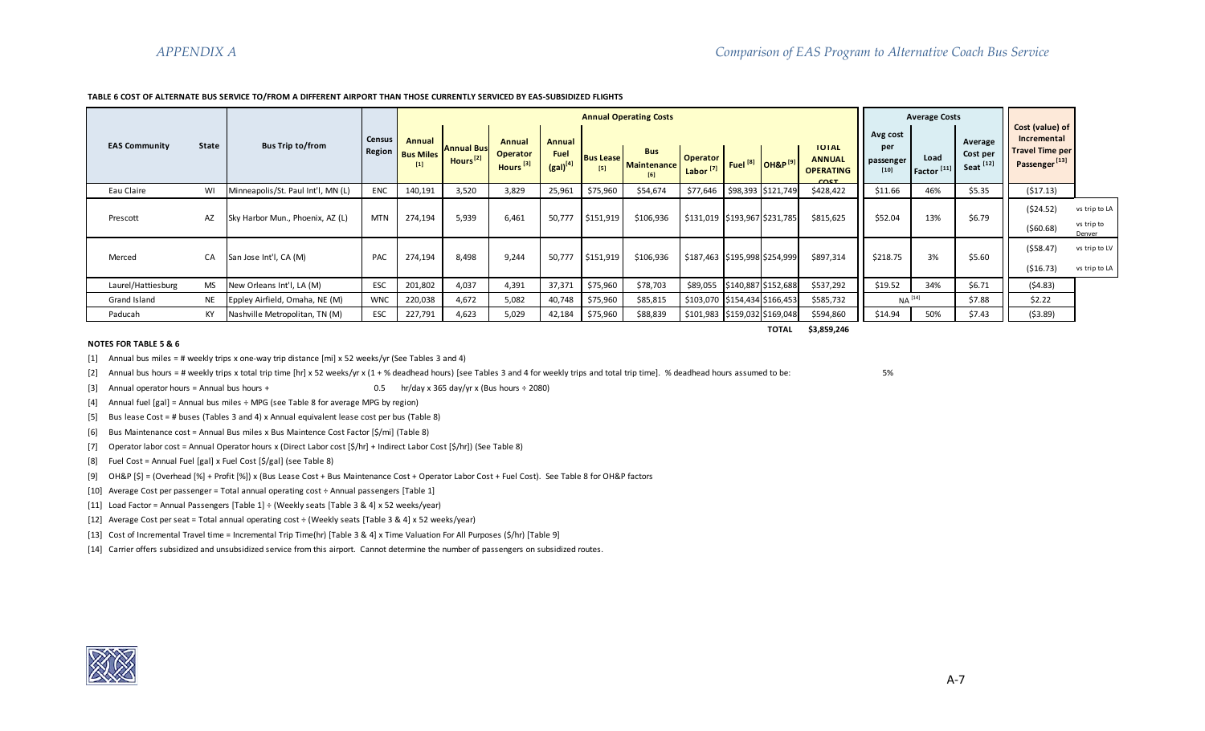**TABLE 6 COST OF ALTERNATE BUS SERVICE TO/FROM A DIFFERENT AIRPORT THAN THOSE CURRENTLY SERVICED BY EAS-SUBSIDIZED FLIGHTS**

| EAS Community | State | Bus Trip to/from | Census Region | Annual Operating Costs | | | | | | | | | | Average Costs | | | Cost (value) of Incremental Travel Time per Passenger [13] | |
|---|---|---|---|---|---|---|---|---|---|---|---|---|---|---|---|---|---|---|
| | | | | Annual Bus Miles [1] | Annual Bus Hours [2] | Annual Operator Hours [3] | Annual Fuel (gal) [4] | Bus Lease [5] | Bus Maintenance [6] | Operator Labor [7] | Fuel [8] | OH&P [9] | TOTAL ANNUAL OPERATING COST | Avg cost per passenger [10] | Load Factor [11] | Average Cost per Seat [12] | | |
| Eau Claire | WI | Minneapolis/St. Paul Int'l, MN (L) | ENC | 140,191 | 3,520 | 3,829 | 25,961 | $75,960 | $54,674 | $77,646 | $98,393 | $121,749 | $428,422 | $11.66 | 46% | $5.35 | ($17.13) | |
| Prescott | AZ | Sky Harbor Mun., Phoenix, AZ (L) | MTN | 274,194 | 5,939 | 6,461 | 50,777 | $151,919 | $106,936 | $131,019 | $193,967 | $231,785 | $815,625 | $52.04 | 13% | $6.79 | ($24.52) | vs trip to LA |
| | | | | | | | | | | | | | | | | | ($60.68) | vs trip to Denver |
| Merced | CA | San Jose Int'l, CA (M) | PAC | 274,194 | 8,498 | 9,244 | 50,777 | $151,919 | $106,936 | $187,463 | $195,998 | $254,999 | $897,314 | $218.75 | 3% | $5.60 | ($58.47) | vs trip to LV |
| | | | | | | | | | | | | | | | | | ($16.73) | vs trip to LA |
| Laurel/Hattiesburg | MS | New Orleans Int'l, LA (M) | ESC | 201,802 | 4,037 | 4,391 | 37,371 | $75,960 | $78,703 | $89,055 | $140,887 | $152,688 | $537,292 | $19.52 | 34% | $6.71 | ($4.83) | |
| Grand Island | NE | Eppley Airfield, Omaha, NE (M) | WNC | 220,038 | 4,672 | 5,082 | 40,748 | $75,960 | $85,815 | $103,070 | $154,434 | $166,453 | $585,732 | NA [14] | | $7.88 | $2.22 | |
| Paducah | KY | Nashville Metropolitan, TN (M) | ESC | 227,791 | 4,623 | 5,029 | 42,184 | $75,960 | $88,839 | $101,983 | $159,032 | $169,048 | $594,860 | $14.94 | 50% | $7.43 | ($3.89) | |
| | | | | | | | | | | | | | TOTAL $3,859,246 | | | | | |

**NOTES FOR TABLE 5 & 6**

[1] Annual bus miles = # weekly trips x one-way trip distance [mi] x 52 weeks/yr (See Tables 3 and 4)

[2] Annual bus hours = # weekly trips x total trip time [hr] x 52 weeks/yr x (1 + % deadhead hours) [see Tables 3 and 4 for weekly trips and total trip time]. % deadhead hours assumed to be: 5%

[3] Annual operator hours = Annual bus hours + 0.5 hr/day x 365 day/yr x (Bus hours ÷ 2080)

[4] Annual fuel [gal] = Annual bus miles ÷ MPG (see Table 8 for average MPG by region)

[5] Bus lease Cost = # buses (Tables 3 and 4) x Annual equivalent lease cost per bus (Table 8)

[6] Bus Maintenance cost = Annual Bus miles x Bus Maintence Cost Factor [$/mi] (Table 8)

[7] Operator labor cost = Annual Operator hours x (Direct Labor cost [$/hr] + Indirect Labor Cost [$/hr]) (See Table 8)

[8] Fuel Cost = Annual Fuel [gal] x Fuel Cost [$/gal] (see Table 8)

[9] OH&P [$] = (Overhead [%] + Profit [%]) x (Bus Lease Cost + Bus Maintenance Cost + Operator Labor Cost + Fuel Cost). See Table 8 for OH&P factors

[10] Average Cost per passenger = Total annual operating cost ÷ Annual passengers [Table 1]

[11] Load Factor = Annual Passengers [Table 1] ÷ (Weekly seats [Table 3 & 4] x 52 weeks/year)

[12] Average Cost per seat = Total annual operating cost ÷ (Weekly seats [Table 3 & 4] x 52 weeks/year)

[13] Cost of Incremental Travel time = Incremental Trip Time(hr) [Table 3 & 4] x Time Valuation For All Purposes ($/hr) [Table 9]

[14] Carrier offers subsidized and unsubsidized service from this airport. Cannot determine the number of passengers on subsidized routes.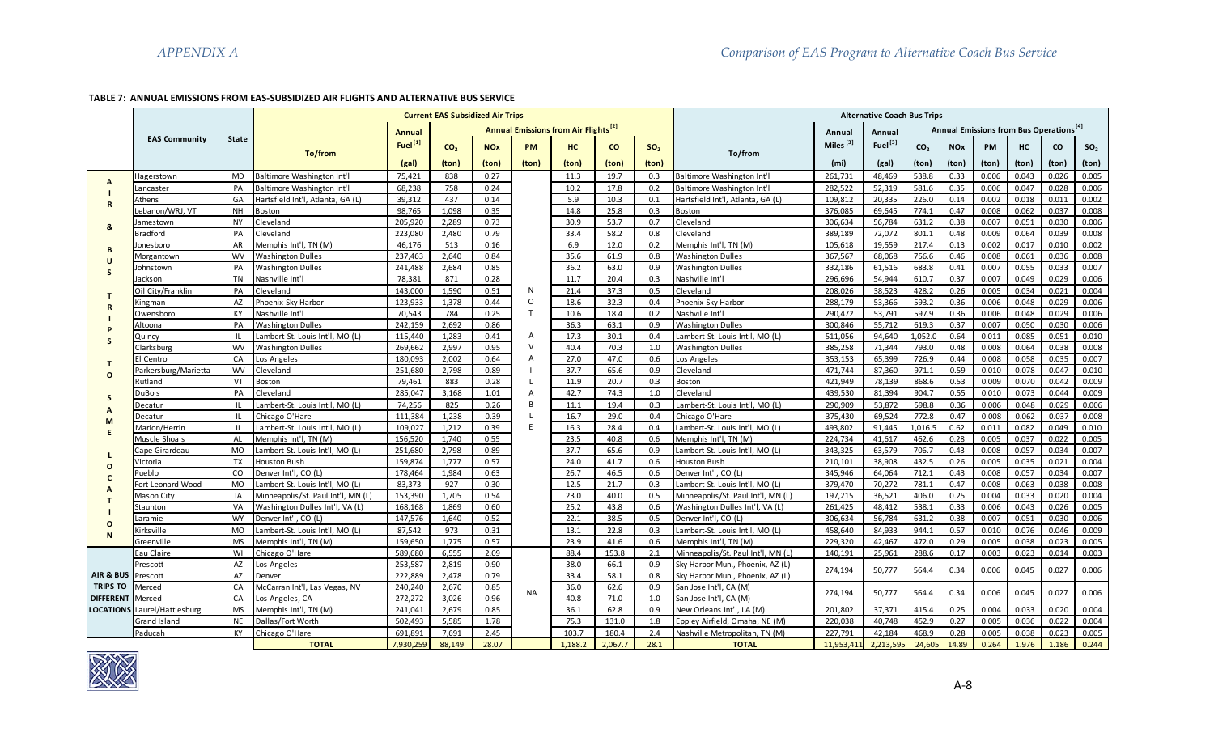**TABLE 7: ANNUAL EMISSIONS FROM EAS-SUBSIDIZED AIR FLIGHTS AND ALTERNATIVE BUS SERVICE**

| | EAS Community | State | Current EAS Subsidized Air Trips: To/from | Annual Fuel [1] (gal) | Annual Emissions from Air Flights [2]: $CO_2$ (ton) | NOx (ton) | PM (ton) | HC (ton) | CO (ton) | $SO_2$ (ton) | Alternative Coach Bus Trips: To/from | Annual Miles [3] (mi) | Annual Fuel [3] (gal) | Annual Emissions from Bus Operations [4]: $CO_2$ (ton) | NOx (ton) | PM (ton) | HC (ton) | CO (ton) | $SO_2$ (ton) |
|---|---|---|---|---|---|---|---|---|---|---|---|---|---|---|---|---|---|---|---|
| AIR & BUS TRIPS TO SAME LOCATION | Hagerstown | MD | Baltimore Washington Int'l | 75,421 | 838 | 0.27 | NOT AVAILABLE | 11.3 | 19.7 | 0.3 | Baltimore Washington Int'l | 261,731 | 48,469 | 538.8 | 0.33 | 0.006 | 0.043 | 0.026 | 0.005 |
| | Lancaster | PA | Baltimore Washington Int'l | 68,238 | 758 | 0.24 | | 10.2 | 17.8 | 0.2 | Baltimore Washington Int'l | 282,522 | 52,319 | 581.6 | 0.35 | 0.006 | 0.047 | 0.028 | 0.006 |
| | Athens | GA | Hartsfield Int'l, Atlanta, GA (L) | 39,312 | 437 | 0.14 | | 5.9 | 10.3 | 0.1 | Hartsfield Int'l, Atlanta, GA (L) | 109,812 | 20,335 | 226.0 | 0.14 | 0.002 | 0.018 | 0.011 | 0.002 |
| | Lebanon/WRJ, VT | NH | Boston | 98,765 | 1,098 | 0.35 | | 14.8 | 25.8 | 0.3 | Boston | 376,085 | 69,645 | 774.1 | 0.47 | 0.008 | 0.062 | 0.037 | 0.008 |
| | Jamestown | NY | Cleveland | 205,920 | 2,289 | 0.73 | | 30.9 | 53.7 | 0.7 | Cleveland | 306,634 | 56,784 | 631.2 | 0.38 | 0.007 | 0.051 | 0.030 | 0.006 |
| | Bradford | PA | Cleveland | 223,080 | 2,480 | 0.79 | | 33.4 | 58.2 | 0.8 | Cleveland | 389,189 | 72,072 | 801.1 | 0.48 | 0.009 | 0.064 | 0.039 | 0.008 |
| | Jonesboro | AR | Memphis Int'l, TN (M) | 46,176 | 513 | 0.16 | | 6.9 | 12.0 | 0.2 | Memphis Int'l, TN (M) | 105,618 | 19,559 | 217.4 | 0.13 | 0.002 | 0.017 | 0.010 | 0.002 |
| | Morgantown | WV | Washington Dulles | 237,463 | 2,640 | 0.84 | | 35.6 | 61.9 | 0.8 | Washington Dulles | 367,567 | 68,068 | 756.6 | 0.46 | 0.008 | 0.061 | 0.036 | 0.008 |
| | Johnstown | PA | Washington Dulles | 241,488 | 2,684 | 0.85 | | 36.2 | 63.0 | 0.9 | Washington Dulles | 332,186 | 61,516 | 683.8 | 0.41 | 0.007 | 0.055 | 0.033 | 0.007 |
| | Jackson | TN | Nashville Int'l | 78,381 | 871 | 0.28 | | 11.7 | 20.4 | 0.3 | Nashville Int'l | 296,696 | 54,944 | 610.7 | 0.37 | 0.007 | 0.049 | 0.029 | 0.006 |
| | Oil City/Franklin | PA | Cleveland | 143,000 | 1,590 | 0.51 | | 21.4 | 37.3 | 0.5 | Cleveland | 208,026 | 38,523 | 428.2 | 0.26 | 0.005 | 0.034 | 0.021 | 0.004 |
| | Kingman | AZ | Phoenix-Sky Harbor | 123,933 | 1,378 | 0.44 | | 18.6 | 32.3 | 0.4 | Phoenix-Sky Harbor | 288,179 | 53,366 | 593.2 | 0.36 | 0.006 | 0.048 | 0.029 | 0.006 |
| | Owensboro | KY | Nashville Int'l | 70,543 | 784 | 0.25 | | 10.6 | 18.4 | 0.2 | Nashville Int'l | 290,472 | 53,791 | 597.9 | 0.36 | 0.006 | 0.048 | 0.029 | 0.006 |
| | Altoona | PA | Washington Dulles | 242,159 | 2,692 | 0.86 | | 36.3 | 63.1 | 0.9 | Washington Dulles | 300,846 | 55,712 | 619.3 | 0.37 | 0.007 | 0.050 | 0.030 | 0.006 |
| | Quincy | IL | Lambert-St. Louis Int'l, MO (L) | 115,440 | 1,283 | 0.41 | | 17.3 | 30.1 | 0.4 | Lambert-St. Louis Int'l, MO (L) | 511,056 | 94,640 | 1,052.0 | 0.64 | 0.011 | 0.085 | 0.051 | 0.010 |
| | Clarksburg | WV | Washington Dulles | 269,662 | 2,997 | 0.95 | | 40.4 | 70.3 | 1.0 | Washington Dulles | 385,258 | 71,344 | 793.0 | 0.48 | 0.008 | 0.064 | 0.038 | 0.008 |
| | El Centro | CA | Los Angeles | 180,093 | 2,002 | 0.64 | | 27.0 | 47.0 | 0.6 | Los Angeles | 353,153 | 65,399 | 726.9 | 0.44 | 0.008 | 0.058 | 0.035 | 0.007 |
| | Parkersburg/Marietta | WV | Cleveland | 251,680 | 2,798 | 0.89 | | 37.7 | 65.6 | 0.9 | Cleveland | 471,744 | 87,360 | 971.1 | 0.59 | 0.010 | 0.078 | 0.047 | 0.010 |
| | Rutland | VT | Boston | 79,461 | 883 | 0.28 | | 11.9 | 20.7 | 0.3 | Boston | 421,949 | 78,139 | 868.6 | 0.53 | 0.009 | 0.070 | 0.042 | 0.009 |
| | DuBois | PA | Cleveland | 285,047 | 3,168 | 1.01 | | 42.7 | 74.3 | 1.0 | Cleveland | 439,530 | 81,394 | 904.7 | 0.55 | 0.010 | 0.073 | 0.044 | 0.009 |
| | Decatur | IL | Lambert-St. Louis Int'l, MO (L) | 74,256 | 825 | 0.26 | | 11.1 | 19.4 | 0.3 | Lambert-St. Louis Int'l, MO (L) | 290,909 | 53,872 | 598.8 | 0.36 | 0.006 | 0.048 | 0.029 | 0.006 |
| | Decatur | IL | Chicago O'Hare | 111,384 | 1,238 | 0.39 | | 16.7 | 29.0 | 0.4 | Chicago O'Hare | 375,430 | 69,524 | 772.8 | 0.47 | 0.008 | 0.062 | 0.037 | 0.008 |
| | Marion/Herrin | IL | Lambert-St. Louis Int'l, MO (L) | 109,027 | 1,212 | 0.39 | | 16.3 | 28.4 | 0.4 | Lambert-St. Louis Int'l, MO (L) | 493,802 | 91,445 | 1,016.5 | 0.62 | 0.011 | 0.082 | 0.049 | 0.010 |
| | Muscle Shoals | AL | Memphis Int'l, TN (M) | 156,520 | 1,740 | 0.55 | | 23.5 | 40.8 | 0.6 | Memphis Int'l, TN (M) | 224,734 | 41,617 | 462.6 | 0.28 | 0.005 | 0.037 | 0.022 | 0.005 |
| | Cape Girardeau | MO | Lambert-St. Louis Int'l, MO (L) | 251,680 | 2,798 | 0.89 | | 37.7 | 65.6 | 0.9 | Lambert-St. Louis Int'l, MO (L) | 343,325 | 63,579 | 706.7 | 0.43 | 0.008 | 0.057 | 0.034 | 0.007 |
| | Victoria | TX | Houston Bush | 159,874 | 1,777 | 0.57 | | 24.0 | 41.7 | 0.6 | Houston Bush | 210,101 | 38,908 | 432.5 | 0.26 | 0.005 | 0.035 | 0.021 | 0.004 |
| | Pueblo | CO | Denver Int'l, CO (L) | 178,464 | 1,984 | 0.63 | | 26.7 | 46.5 | 0.6 | Denver Int'l, CO (L) | 345,946 | 64,064 | 712.1 | 0.43 | 0.008 | 0.057 | 0.034 | 0.007 |
| | Fort Leonard Wood | MO | Lambert-St. Louis Int'l, MO (L) | 83,373 | 927 | 0.30 | | 12.5 | 21.7 | 0.3 | Lambert-St. Louis Int'l, MO (L) | 379,470 | 70,272 | 781.1 | 0.47 | 0.008 | 0.063 | 0.038 | 0.008 |
| | Mason City | IA | Minneapolis/St. Paul Int'l, MN (L) | 153,390 | 1,705 | 0.54 | | 23.0 | 40.0 | 0.5 | Minneapolis/St. Paul Int'l, MN (L) | 197,215 | 36,521 | 406.0 | 0.25 | 0.004 | 0.033 | 0.020 | 0.004 |
| | Staunton | VA | Washington Dulles Int'l, VA (L) | 168,168 | 1,869 | 0.60 | | 25.2 | 43.8 | 0.6 | Washington Dulles Int'l, VA (L) | 261,425 | 48,412 | 538.1 | 0.33 | 0.006 | 0.043 | 0.026 | 0.005 |
| | Laramie | WY | Denver Int'l, CO (L) | 147,576 | 1,640 | 0.52 | | 22.1 | 38.5 | 0.5 | Denver Int'l, CO (L) | 306,634 | 56,784 | 631.2 | 0.38 | 0.007 | 0.051 | 0.030 | 0.006 |
| | Kirksville | MO | Lambert-St. Louis Int'l, MO (L) | 87,542 | 973 | 0.31 | | 13.1 | 22.8 | 0.3 | Lambert-St. Louis Int'l, MO (L) | 458,640 | 84,933 | 944.1 | 0.57 | 0.010 | 0.076 | 0.046 | 0.009 |
| | Greenville | MS | Memphis Int'l, TN (M) | 159,650 | 1,775 | 0.57 | | 23.9 | 41.6 | 0.6 | Memphis Int'l, TN (M) | 229,320 | 42,467 | 472.0 | 0.29 | 0.005 | 0.038 | 0.023 | 0.005 |
| AIR & BUS TRIPS TO DIFFERENT LOCATIONS | Eau Claire | WI | Chicago O'Hare | 589,680 | 6,555 | 2.09 | NA | 88.4 | 153.8 | 2.1 | Minneapolis/St. Paul Int'l, MN (L) | 140,191 | 25,961 | 288.6 | 0.17 | 0.003 | 0.023 | 0.014 | 0.003 |
| | Prescott | AZ | Los Angeles | 253,587 | 2,819 | 0.90 | | 38.0 | 66.1 | 0.9 | Sky Harbor Mun., Phoenix, AZ (L) | 274,194 | 50,777 | 564.4 | 0.34 | 0.006 | 0.045 | 0.027 | 0.006 |
| | Prescott | AZ | Denver | 222,889 | 2,478 | 0.79 | | 33.4 | 58.1 | 0.8 | Sky Harbor Mun., Phoenix, AZ (L) | | | | | | | | |
| | Merced | CA | McCarran Int'l, Las Vegas, NV | 240,240 | 2,670 | 0.85 | | 36.0 | 62.6 | 0.9 | San Jose Int'l, CA (M) | 274,194 | 50,777 | 564.4 | 0.34 | 0.006 | 0.045 | 0.027 | 0.006 |
| | Merced | CA | Los Angeles, CA | 272,272 | 3,026 | 0.96 | | 40.8 | 71.0 | 1.0 | San Jose Int'l, CA (M) | | | | | | | | |
| | Laurel/Hattiesburg | MS | Memphis Int'l, TN (M) | 241,041 | 2,679 | 0.85 | | 36.1 | 62.8 | 0.9 | New Orleans Int'l, LA (M) | 201,802 | 37,371 | 415.4 | 0.25 | 0.004 | 0.033 | 0.020 | 0.004 |
| | Grand Island | NE | Dallas/Fort Worth | 502,493 | 5,585 | 1.78 | | 75.3 | 131.0 | 1.8 | Eppley Airfield, Omaha, NE (M) | 220,038 | 40,748 | 452.9 | 0.27 | 0.005 | 0.036 | 0.022 | 0.004 |
| | Paducah | KY | Chicago O'Hare | 691,891 | 7,691 | 2.45 | | 103.7 | 180.4 | 2.4 | Nashville Metropolitan, TN (M) | 227,791 | 42,184 | 468.9 | 0.28 | 0.005 | 0.038 | 0.023 | 0.005 |
| | | | **TOTAL** | 7,930,259 | 88,149 | 28.07 | | 1,188.2 | 2,067.7 | 28.1 | **TOTAL** | 11,953,411 | 2,213,595 | 24,605 | 14.89 | 0.264 | 1.976 | 1.186 | 0.244 |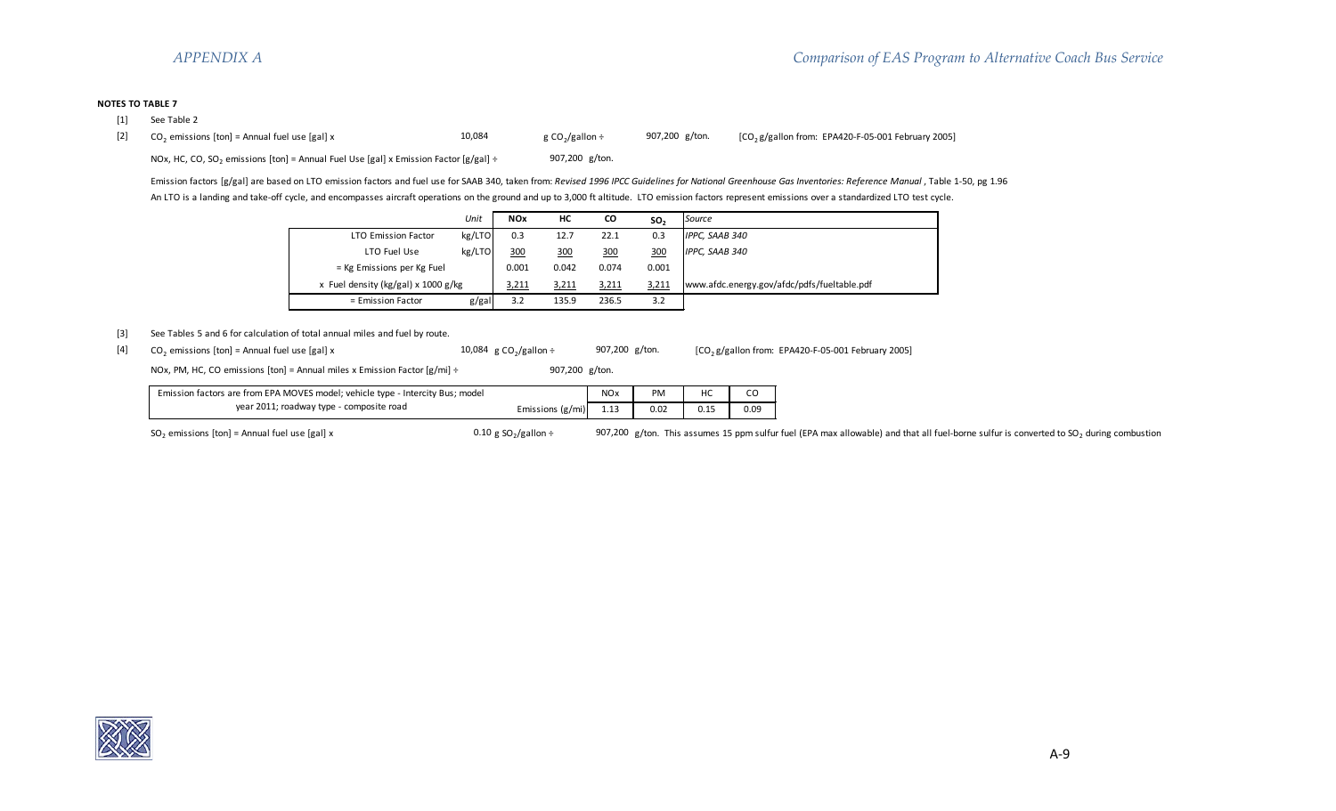**NOTES TO TABLE 7**

[1] See Table 2

[2] $CO_2$ emissions [ton] = Annual fuel use [gal] x 10,084 g $CO_2$/gallon ÷ 907,200 g/ton. [$CO_2$ g/gallon from: EPA420-F-05-001 February 2005]

NOx, HC, CO, $SO_2$ emissions [ton] = Annual Fuel Use [gal] x Emission Factor [g/gal] ÷ 907,200 g/ton.

Emission factors [g/gal] are based on LTO emission factors and fuel use for SAAB 340, taken from: *Revised 1996 IPCC Guidelines for National Greenhouse Gas Inventories: Reference Manual*, Table 1-50, pg 1.96

An LTO is a landing and take-off cycle, and encompasses aircraft operations on the ground and up to 3,000 ft altitude. LTO emission factors represent emissions over a standardized LTO test cycle.

| | *Unit* | **NOx** | **HC** | **CO** | **$SO_2$** | *Source* |
|---|---|---|---|---|---|---|
| LTO Emission Factor | kg/LTO | 0.3 | 12.7 | 22.1 | 0.3 | *IPPC, SAAB 340* |
| LTO Fuel Use | kg/LTO | 300 | 300 | 300 | 300 | *IPPC, SAAB 340* |
| = Kg Emissions per Kg Fuel | | 0.001 | 0.042 | 0.074 | 0.001 | |
| x Fuel density (kg/gal) x 1000 g/kg | | 3,211 | 3,211 | 3,211 | 3,211 | www.afdc.energy.gov/afdc/pdfs/fueltable.pdf |
| = Emission Factor | g/gal | 3.2 | 135.9 | 236.5 | 3.2 | |

[3] See Tables 5 and 6 for calculation of total annual miles and fuel by route.

[4] $CO_2$ emissions [ton] = Annual fuel use [gal] x 10,084 g $CO_2$/gallon ÷ 907,200 g/ton. [$CO_2$ g/gallon from: EPA420-F-05-001 February 2005]

NOx, PM, HC, CO emissions [ton] = Annual miles x Emission Factor [g/mi] ÷ 907,200 g/ton.

| Emission factors are from EPA MOVES model; vehicle type - Intercity Bus; model year 2011; roadway type - composite road | | NOx | PM | HC | CO |
|---|---|---|---|---|---|
| | Emissions (g/mi) | 1.13 | 0.02 | 0.15 | 0.09 |

$SO_2$ emissions [ton] = Annual fuel use [gal] x 0.10 g $SO_2$/gallon ÷ 907,200 g/ton. This assumes 15 ppm sulfur fuel (EPA max allowable) and that all fuel-borne sulfur is converted to $SO_2$ during combustion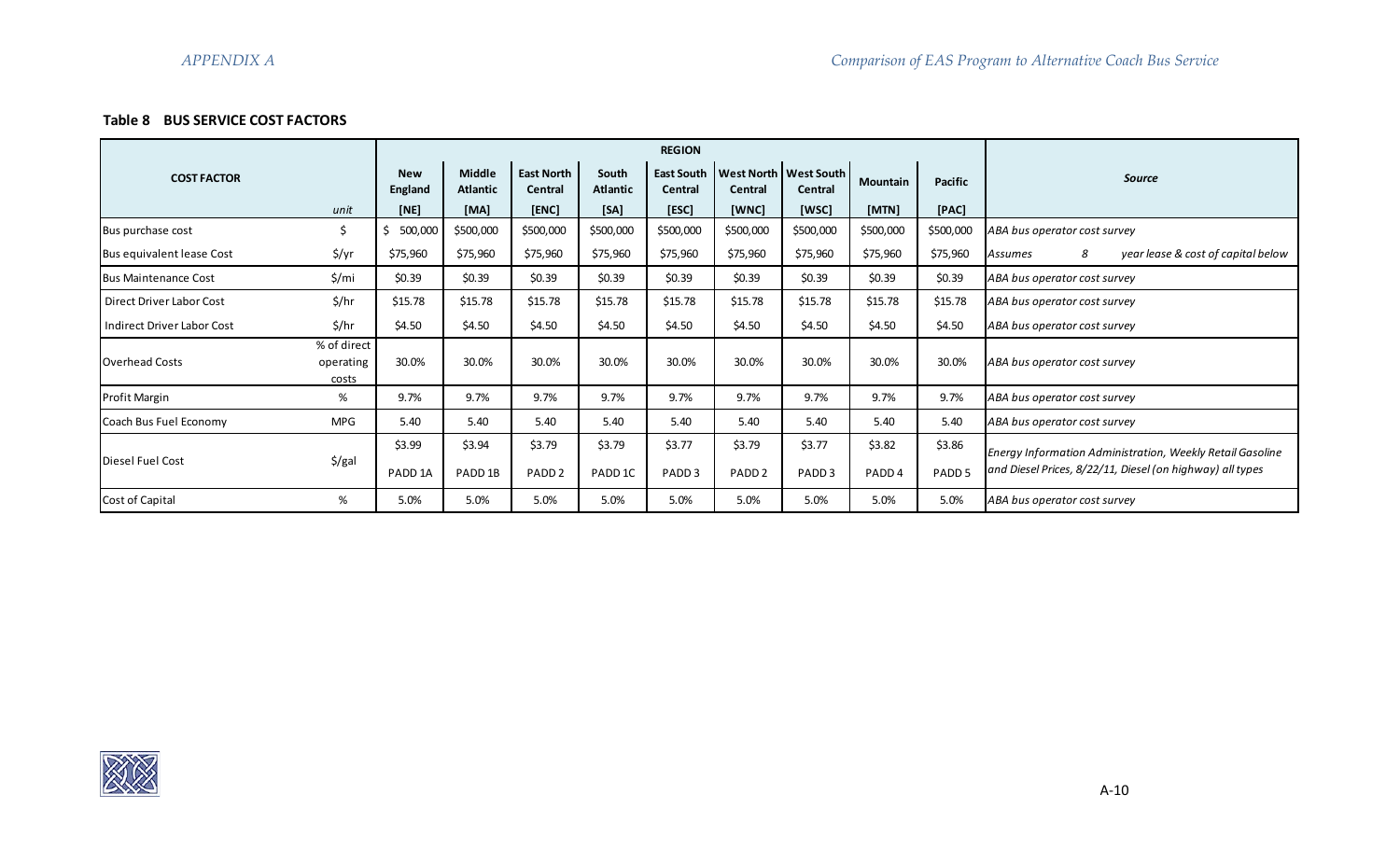**Table 8 BUS SERVICE COST FACTORS**

| COST FACTOR | unit | REGION | | | | | | | | | Source |
|---|---|---|---|---|---|---|---|---|---|---|---|
| | | New England [NE] | Middle Atlantic [MA] | East North Central [ENC] | South Atlantic [SA] | East South Central [ESC] | West North Central [WNC] | West South Central [WSC] | Mountain [MTN] | Pacific [PAC] | |
| Bus purchase cost | $ | $ 500,000 | $500,000 | $500,000 | $500,000 | $500,000 | $500,000 | $500,000 | $500,000 | $500,000 | *ABA bus operator cost survey* |
| Bus equivalent lease Cost | $/yr | $75,960 | $75,960 | $75,960 | $75,960 | $75,960 | $75,960 | $75,960 | $75,960 | $75,960 | *Assumes 8 year lease & cost of capital below* |
| Bus Maintenance Cost | $/mi | $0.39 | $0.39 | $0.39 | $0.39 | $0.39 | $0.39 | $0.39 | $0.39 | $0.39 | *ABA bus operator cost survey* |
| Direct Driver Labor Cost | $/hr | $15.78 | $15.78 | $15.78 | $15.78 | $15.78 | $15.78 | $15.78 | $15.78 | $15.78 | *ABA bus operator cost survey* |
| Indirect Driver Labor Cost | $/hr | $4.50 | $4.50 | $4.50 | $4.50 | $4.50 | $4.50 | $4.50 | $4.50 | $4.50 | *ABA bus operator cost survey* |
| Overhead Costs | % of direct operating costs | 30.0% | 30.0% | 30.0% | 30.0% | 30.0% | 30.0% | 30.0% | 30.0% | 30.0% | *ABA bus operator cost survey* |
| Profit Margin | % | 9.7% | 9.7% | 9.7% | 9.7% | 9.7% | 9.7% | 9.7% | 9.7% | 9.7% | *ABA bus operator cost survey* |
| Coach Bus Fuel Economy | MPG | 5.40 | 5.40 | 5.40 | 5.40 | 5.40 | 5.40 | 5.40 | 5.40 | 5.40 | *ABA bus operator cost survey* |
| Diesel Fuel Cost | $/gal | $3.99 PADD 1A | $3.94 PADD 1B | $3.79 PADD 2 | $3.79 PADD 1C | $3.77 PADD 3 | $3.79 PADD 2 | $3.77 PADD 3 | $3.82 PADD 4 | $3.86 PADD 5 | *Energy Information Administration, Weekly Retail Gasoline and Diesel Prices, 8/22/11, Diesel (on highway) all types* |
| Cost of Capital | % | 5.0% | 5.0% | 5.0% | 5.0% | 5.0% | 5.0% | 5.0% | 5.0% | 5.0% | *ABA bus operator cost survey* |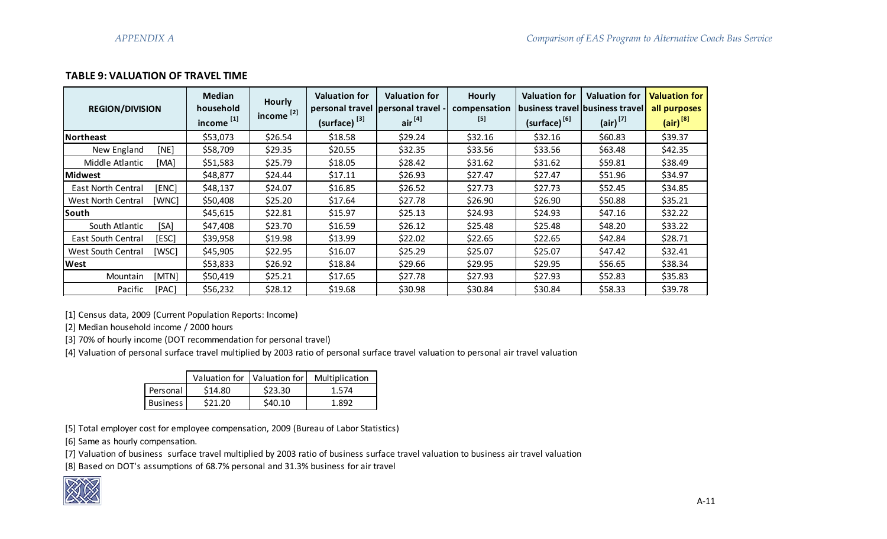**TABLE 9: VALUATION OF TRAVEL TIME**

| REGION/DIVISION | | Median household income [1] | Hourly income [2] | Valuation for personal travel (surface) [3] | Valuation for personal travel - air [4] | Hourly compensation [5] | Valuation for business travel (surface) [6] | Valuation for business travel (air) [7] | Valuation for all purposes (air) [8] |
|---|---|---|---|---|---|---|---|---|---|
| **Northeast** | | $53,073 | $26.54 | $18.58 | $29.24 | $32.16 | $32.16 | $60.83 | $39.37 |
| New England | [NE] | $58,709 | $29.35 | $20.55 | $32.35 | $33.56 | $33.56 | $63.48 | $42.35 |
| Middle Atlantic | [MA] | $51,583 | $25.79 | $18.05 | $28.42 | $31.62 | $31.62 | $59.81 | $38.49 |
| **Midwest** | | $48,877 | $24.44 | $17.11 | $26.93 | $27.47 | $27.47 | $51.96 | $34.97 |
| East North Central | [ENC] | $48,137 | $24.07 | $16.85 | $26.52 | $27.73 | $27.73 | $52.45 | $34.85 |
| West North Central | [WNC] | $50,408 | $25.20 | $17.64 | $27.78 | $26.90 | $26.90 | $50.88 | $35.21 |
| **South** | | $45,615 | $22.81 | $15.97 | $25.13 | $24.93 | $24.93 | $47.16 | $32.22 |
| South Atlantic | [SA] | $47,408 | $23.70 | $16.59 | $26.12 | $25.48 | $25.48 | $48.20 | $33.22 |
| East South Central | [ESC] | $39,958 | $19.98 | $13.99 | $22.02 | $22.65 | $22.65 | $42.84 | $28.71 |
| West South Central | [WSC] | $45,905 | $22.95 | $16.07 | $25.29 | $25.07 | $25.07 | $47.42 | $32.41 |
| **West** | | $53,833 | $26.92 | $18.84 | $29.66 | $29.95 | $29.95 | $56.65 | $38.34 |
| Mountain | [MTN] | $50,419 | $25.21 | $17.65 | $27.78 | $27.93 | $27.93 | $52.83 | $35.83 |
| Pacific | [PAC] | $56,232 | $28.12 | $19.68 | $30.98 | $30.84 | $30.84 | $58.33 | $39.78 |

[1] Census data, 2009 (Current Population Reports: Income)

[2] Median household income / 2000 hours

[3] 70% of hourly income (DOT recommendation for personal travel)

[4] Valuation of personal surface travel multiplied by 2003 ratio of personal surface travel valuation to personal air travel valuation

| | Valuation for | Valuation for | Multiplication |
|---|---|---|---|
| Personal | $14.80 | $23.30 | 1.574 |
| Business | $21.20 | $40.10 | 1.892 |

[5] Total employer cost for employee compensation, 2009 (Bureau of Labor Statistics)

[6] Same as hourly compensation.

[7] Valuation of business surface travel multiplied by 2003 ratio of business surface travel valuation to business air travel valuation

[8] Based on DOT's assumptions of 68.7% personal and 31.3% business for air travel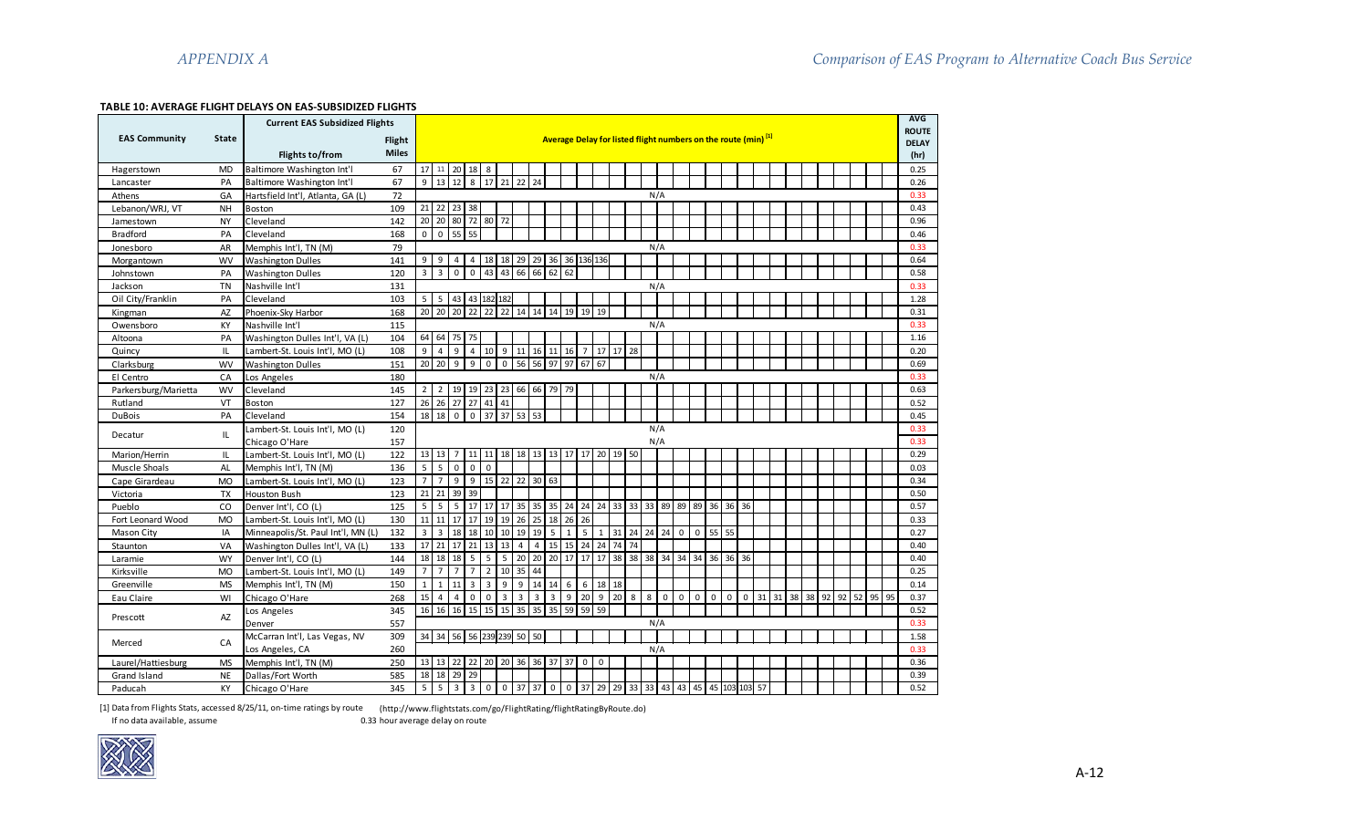**TABLE 10: AVERAGE FLIGHT DELAYS ON EAS-SUBSIDIZED FLIGHTS**

| EAS Community | State | Current EAS Subsidized Flights: Flights to/from | Flight Miles | Average Delay for listed flight numbers on the route (min) [1] | AVG ROUTE DELAY (hr) |
|---|---|---|---|---|---|
| Hagerstown | MD | Baltimore Washington Int'l | 67 | 17 11 20 18 8 | 0.25 |
| Lancaster | PA | Baltimore Washington Int'l | 67 | 9 13 12 8 17 21 22 24 | 0.26 |
| Athens | GA | Hartsfield Int'l, Atlanta, GA (L) | 72 | N/A | 0.33 |
| Lebanon/WRJ, VT | NH | Boston | 109 | 21 22 23 38 | 0.43 |
| Jamestown | NY | Cleveland | 142 | 20 20 80 72 80 72 | 0.96 |
| Bradford | PA | Cleveland | 168 | 0 0 55 55 | 0.46 |
| Jonesboro | AR | Memphis Int'l, TN (M) | 79 | N/A | 0.33 |
| Morgantown | WV | Washington Dulles | 141 | 9 9 4 4 18 18 29 29 36 36 136 136 | 0.64 |
| Johnstown | PA | Washington Dulles | 120 | 3 3 0 0 43 43 66 66 62 62 | 0.58 |
| Jackson | TN | Nashville Int'l | 131 | N/A | 0.33 |
| Oil City/Franklin | PA | Cleveland | 103 | 5 5 43 43 182 182 | 1.28 |
| Kingman | AZ | Phoenix-Sky Harbor | 168 | 20 20 20 22 22 22 14 14 14 19 19 19 | 0.31 |
| Owensboro | KY | Nashville Int'l | 115 | N/A | 0.33 |
| Altoona | PA | Washington Dulles Int'l, VA (L) | 104 | 64 64 75 75 | 1.16 |
| Quincy | IL | Lambert-St. Louis Int'l, MO (L) | 108 | 9 4 9 4 10 9 11 16 11 16 7 17 17 28 | 0.20 |
| Clarksburg | WV | Washington Dulles | 151 | 20 20 9 9 0 0 56 56 97 97 67 67 | 0.69 |
| El Centro | CA | Los Angeles | 180 | N/A | 0.33 |
| Parkersburg/Marietta | WV | Cleveland | 145 | 2 2 19 19 23 23 66 66 79 79 | 0.63 |
| Rutland | VT | Boston | 127 | 26 26 27 27 41 41 | 0.52 |
| DuBois | PA | Cleveland | 154 | 18 18 0 0 37 37 53 53 | 0.45 |
| Decatur | IL | Lambert-St. Louis Int'l, MO (L) | 120 | N/A | 0.33 |
| | | Chicago O'Hare | 157 | N/A | 0.33 |
| Marion/Herrin | IL | Lambert-St. Louis Int'l, MO (L) | 122 | 13 13 7 11 11 18 18 13 13 17 17 20 19 50 | 0.29 |
| Muscle Shoals | AL | Memphis Int'l, TN (M) | 136 | 5 5 0 0 0 | 0.03 |
| Cape Girardeau | MO | Lambert-St. Louis Int'l, MO (L) | 123 | 7 7 9 9 15 22 22 30 63 | 0.34 |
| Victoria | TX | Houston Bush | 123 | 21 21 39 39 | 0.50 |
| Pueblo | CO | Denver Int'l, CO (L) | 125 | 5 5 5 17 17 17 35 35 35 24 24 24 33 33 33 89 89 89 36 36 36 | 0.57 |
| Fort Leonard Wood | MO | Lambert-St. Louis Int'l, MO (L) | 130 | 11 11 17 17 19 19 26 25 18 26 26 | 0.33 |
| Mason City | IA | Minneapolis/St. Paul Int'l, MN (L) | 132 | 3 3 18 18 10 10 19 19 5 1 5 1 31 24 24 24 0 0 55 55 | 0.27 |
| Staunton | VA | Washington Dulles Int'l, VA (L) | 133 | 17 21 17 21 13 13 4 4 15 15 24 24 74 74 | 0.40 |
| Laramie | WY | Denver Int'l, CO (L) | 144 | 18 18 18 5 5 5 20 20 20 17 17 17 38 38 38 34 34 34 36 36 36 | 0.40 |
| Kirksville | MO | Lambert-St. Louis Int'l, MO (L) | 149 | 7 7 7 7 2 10 35 44 | 0.25 |
| Greenville | MS | Memphis Int'l, TN (M) | 150 | 1 1 11 3 3 9 9 14 14 6 6 18 18 | 0.14 |
| Eau Claire | WI | Chicago O'Hare | 268 | 15 4 4 0 0 3 3 3 3 9 20 9 20 8 8 0 0 0 0 0 0 0 31 31 38 38 92 92 52 95 95 | 0.37 |
| Prescott | AZ | Los Angeles | 345 | 16 16 16 15 15 15 35 35 35 59 59 59 | 0.52 |
| | | Denver | 557 | N/A | 0.33 |
| Merced | CA | McCarran Int'l, Las Vegas, NV | 309 | 34 34 56 56 239 239 50 50 | 1.58 |
| | | Los Angeles, CA | 260 | N/A | 0.33 |
| Laurel/Hattiesburg | MS | Memphis Int'l, TN (M) | 250 | 13 13 22 22 20 20 36 36 37 37 0 0 | 0.36 |
| Grand Island | NE | Dallas/Fort Worth | 585 | 18 18 29 29 | 0.39 |
| Paducah | KY | Chicago O'Hare | 345 | 5 5 3 3 0 0 37 37 0 0 37 29 29 33 33 43 43 45 45 103 103 57 | 0.52 |

[1] Data from Flights Stats, accessed 8/25/11, on-time ratings by route (http://www.flightstats.com/go/FlightRating/flightRatingByRoute.do)

If no data available, assume 0.33 hour average delay on route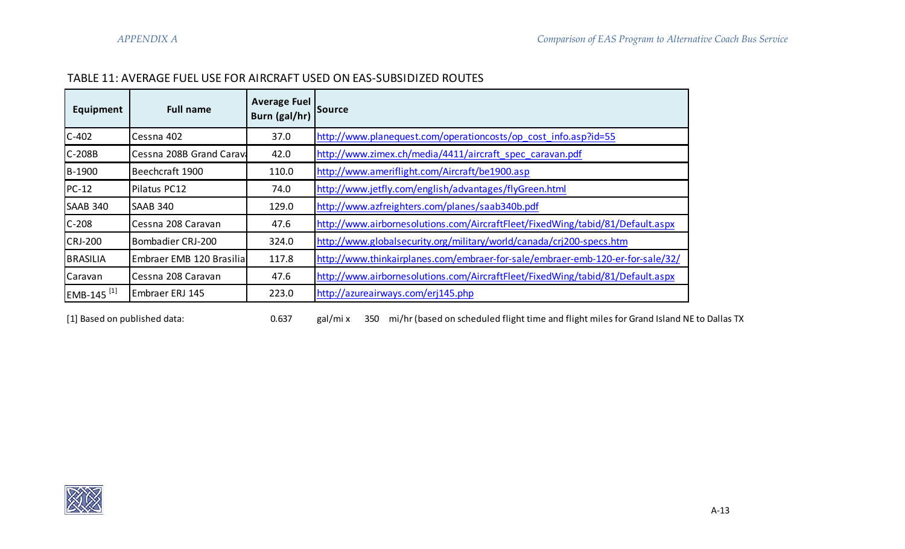TABLE 11: AVERAGE FUEL USE FOR AIRCRAFT USED ON EAS-SUBSIDIZED ROUTES

| Equipment | Full name | Average Fuel Burn (gal/hr) | Source |
|---|---|---|---|
| C-402 | Cessna 402 | 37.0 | http://www.planequest.com/operationcosts/op_cost_info.asp?id=55 |
| C-208B | Cessna 208B Grand Carav | 42.0 | http://www.zimex.ch/media/4411/aircraft_spec_caravan.pdf |
| B-1900 | Beechcraft 1900 | 110.0 | http://www.ameriflight.com/Aircraft/be1900.asp |
| PC-12 | Pilatus PC12 | 74.0 | http://www.jetfly.com/english/advantages/flyGreen.html |
| SAAB 340 | SAAB 340 | 129.0 | http://www.azfreighters.com/planes/saab340b.pdf |
| C-208 | Cessna 208 Caravan | 47.6 | http://www.airbornesolutions.com/AircraftFleet/FixedWing/tabid/81/Default.aspx |
| CRJ-200 | Bombadier CRJ-200 | 324.0 | http://www.globalsecurity.org/military/world/canada/crj200-specs.htm |
| BRASILIA | Embraer EMB 120 Brasilia | 117.8 | http://www.thinkairplanes.com/embraer-for-sale/embraer-emb-120-er-for-sale/32/ |
| Caravan | Cessna 208 Caravan | 47.6 | http://www.airbornesolutions.com/AircraftFleet/FixedWing/tabid/81/Default.aspx |
| EMB-145 [1] | Embraer ERJ 145 | 223.0 | http://azureairways.com/erj145.php |

[1] Based on published data: 0.637 gal/mi x 350 mi/hr (based on scheduled flight time and flight miles for Grand Island NE to Dallas TX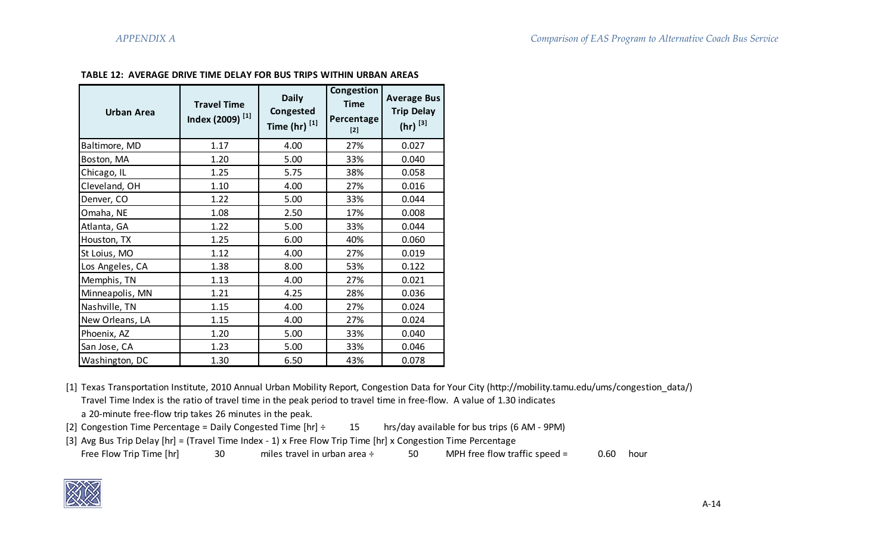**TABLE 12: AVERAGE DRIVE TIME DELAY FOR BUS TRIPS WITHIN URBAN AREAS**

| Urban Area | Travel Time Index (2009) [1] | Daily Congested Time (hr) [1] | Congestion Time Percentage [2] | Average Bus Trip Delay (hr) [3] |
|---|---|---|---|---|
| Baltimore, MD | 1.17 | 4.00 | 27% | 0.027 |
| Boston, MA | 1.20 | 5.00 | 33% | 0.040 |
| Chicago, IL | 1.25 | 5.75 | 38% | 0.058 |
| Cleveland, OH | 1.10 | 4.00 | 27% | 0.016 |
| Denver, CO | 1.22 | 5.00 | 33% | 0.044 |
| Omaha, NE | 1.08 | 2.50 | 17% | 0.008 |
| Atlanta, GA | 1.22 | 5.00 | 33% | 0.044 |
| Houston, TX | 1.25 | 6.00 | 40% | 0.060 |
| St Loius, MO | 1.12 | 4.00 | 27% | 0.019 |
| Los Angeles, CA | 1.38 | 8.00 | 53% | 0.122 |
| Memphis, TN | 1.13 | 4.00 | 27% | 0.021 |
| Minneapolis, MN | 1.21 | 4.25 | 28% | 0.036 |
| Nashville, TN | 1.15 | 4.00 | 27% | 0.024 |
| New Orleans, LA | 1.15 | 4.00 | 27% | 0.024 |
| Phoenix, AZ | 1.20 | 5.00 | 33% | 0.040 |
| San Jose, CA | 1.23 | 5.00 | 33% | 0.046 |
| Washington, DC | 1.30 | 6.50 | 43% | 0.078 |

[1] Texas Transportation Institute, 2010 Annual Urban Mobility Report, Congestion Data for Your City (http://mobility.tamu.edu/ums/congestion_data/)
Travel Time Index is the ratio of travel time in the peak period to travel time in free-flow. A value of 1.30 indicates a 20-minute free-flow trip takes 26 minutes in the peak.

[2] Congestion Time Percentage = Daily Congested Time [hr] ÷ 15 hrs/day available for bus trips (6 AM - 9PM)

[3] Avg Bus Trip Delay [hr] = (Travel Time Index - 1) x Free Flow Trip Time [hr] x Congestion Time Percentage
Free Flow Trip Time [hr] 30 miles travel in urban area ÷ 50 MPH free flow traffic speed = 0.60 hour